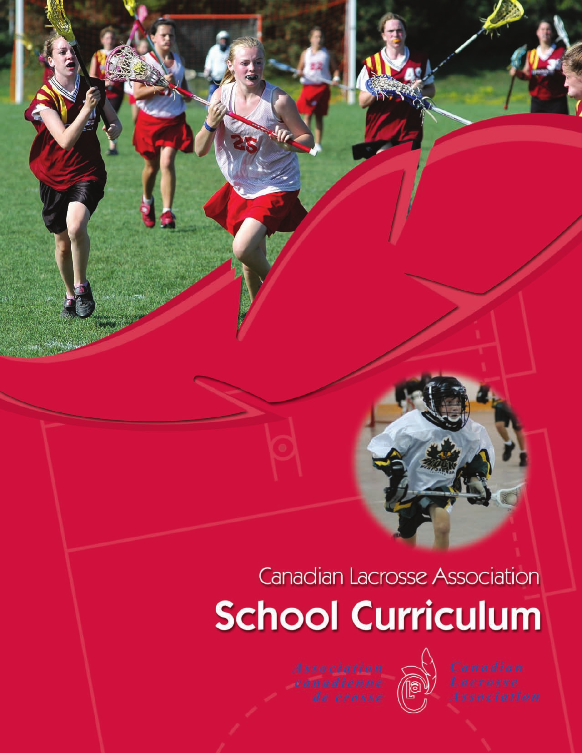Canadian Lacrosse Association

# School Curriculum

*Association canadienne de crosse*

*Canadian Lacrosse Association*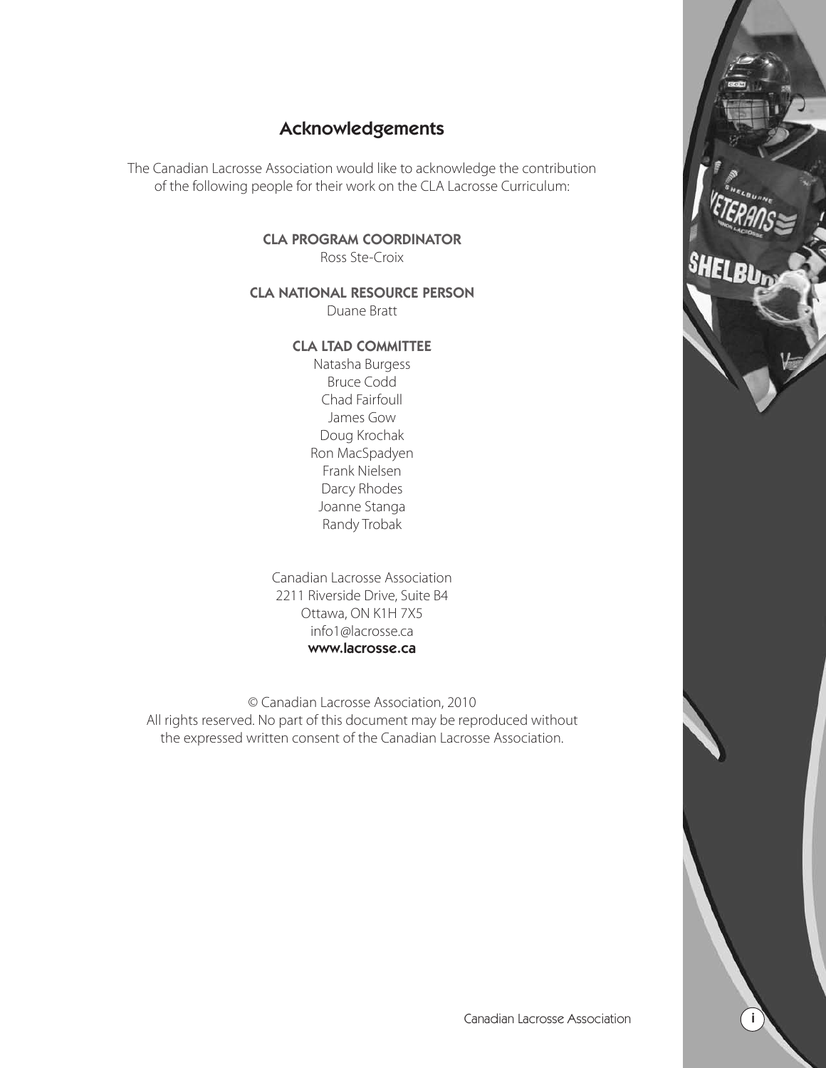# Acknowledgements

The Canadian Lacrosse Association would like to acknowledge the contribution of the following people for their work on the CLA Lacrosse Curriculum:

**CLA PROGRAM COORDINATOR**
Ross Ste-Croix

**CLA NATIONAL RESOURCE PERSON**
Duane Bratt

**CLA LTAD COMMITTEE**
Natasha Burgess
Bruce Codd
Chad Fairfoull
James Gow
Doug Krochak
Ron MacSpadyen
Frank Nielsen
Darcy Rhodes
Joanne Stanga
Randy Trobak

Canadian Lacrosse Association
2211 Riverside Drive, Suite B4
Ottawa, ON K1H 7X5
info1@lacrosse.ca
**www.lacrosse.ca**

© Canadian Lacrosse Association, 2010
All rights reserved. No part of this document may be reproduced without the expressed written consent of the Canadian Lacrosse Association.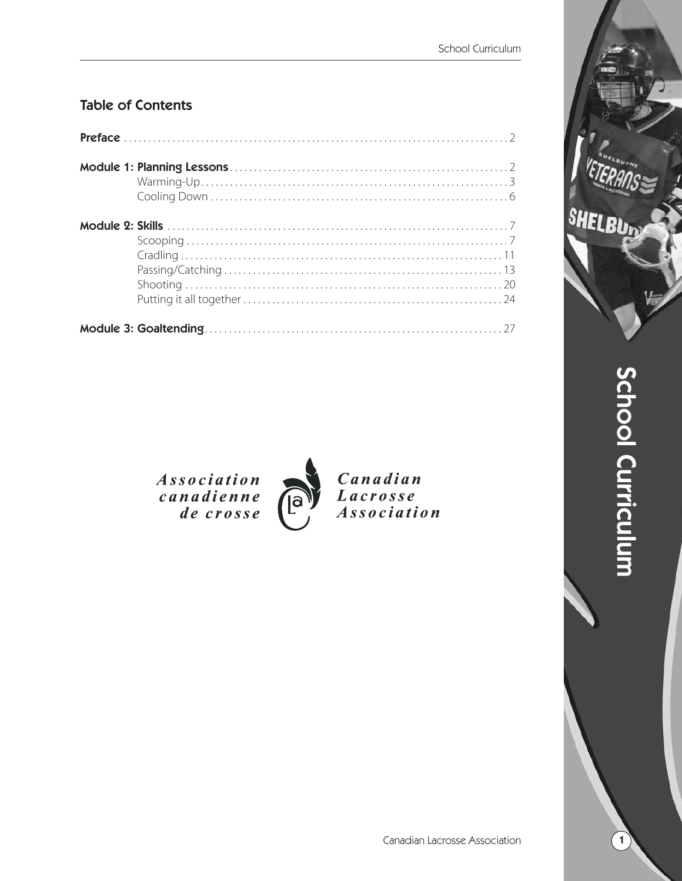## Table of Contents

**Preface** . . . . . . . . . . . . . . . . . . . . . . . . . . . . . . . . . . . . . . . . . . . . . . . . . . . . . . . . . . . . . . . . . . . . . . . . . . . . 2

**Module 1: Planning Lessons** . . . . . . . . . . . . . . . . . . . . . . . . . . . . . . . . . . . . . . . . . . . . . . . . . . . . . . . . . 2
- Warming-Up . . . . . . . . . . . . . . . . . . . . . . . . . . . . . . . . . . . . . . . . . . . . . . . . . . . . . . . . . . . . . . . . . 3
- Cooling Down . . . . . . . . . . . . . . . . . . . . . . . . . . . . . . . . . . . . . . . . . . . . . . . . . . . . . . . . . . . . . . . 6

**Module 2: Skills** . . . . . . . . . . . . . . . . . . . . . . . . . . . . . . . . . . . . . . . . . . . . . . . . . . . . . . . . . . . . . . . . . . . 7
- Scooping . . . . . . . . . . . . . . . . . . . . . . . . . . . . . . . . . . . . . . . . . . . . . . . . . . . . . . . . . . . . . . . . . . . 7
- Cradling . . . . . . . . . . . . . . . . . . . . . . . . . . . . . . . . . . . . . . . . . . . . . . . . . . . . . . . . . . . . . . . . . . 11
- Passing/Catching . . . . . . . . . . . . . . . . . . . . . . . . . . . . . . . . . . . . . . . . . . . . . . . . . . . . . . . . . . 13
- Shooting . . . . . . . . . . . . . . . . . . . . . . . . . . . . . . . . . . . . . . . . . . . . . . . . . . . . . . . . . . . . . . . . . 20
- Putting it all together . . . . . . . . . . . . . . . . . . . . . . . . . . . . . . . . . . . . . . . . . . . . . . . . . . . . . . 24

**Module 3: Goaltending** . . . . . . . . . . . . . . . . . . . . . . . . . . . . . . . . . . . . . . . . . . . . . . . . . . . . . . . . . . . . 27

*Association canadienne de crosse*

*Canadian Lacrosse Association*

School Curriculum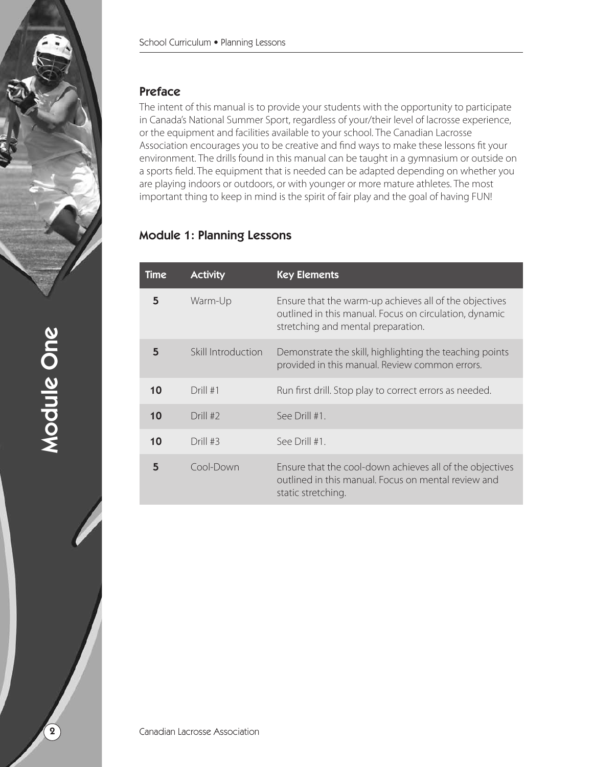## Preface

The intent of this manual is to provide your students with the opportunity to participate in Canada's National Summer Sport, regardless of your/their level of lacrosse experience, or the equipment and facilities available to your school. The Canadian Lacrosse Association encourages you to be creative and find ways to make these lessons fit your environment. The drills found in this manual can be taught in a gymnasium or outside on a sports field. The equipment that is needed can be adapted depending on whether you are playing indoors or outdoors, or with younger or more mature athletes. The most important thing to keep in mind is the spirit of fair play and the goal of having FUN!

## Module 1: Planning Lessons

| Time | Activity | Key Elements |
|---|---|---|
| 5 | Warm-Up | Ensure that the warm-up achieves all of the objectives outlined in this manual. Focus on circulation, dynamic stretching and mental preparation. |
| 5 | Skill Introduction | Demonstrate the skill, highlighting the teaching points provided in this manual. Review common errors. |
| 10 | Drill #1 | Run first drill. Stop play to correct errors as needed. |
| 10 | Drill #2 | See Drill #1. |
| 10 | Drill #3 | See Drill #1. |
| 5 | Cool-Down | Ensure that the cool-down achieves all of the objectives outlined in this manual. Focus on mental review and static stretching. |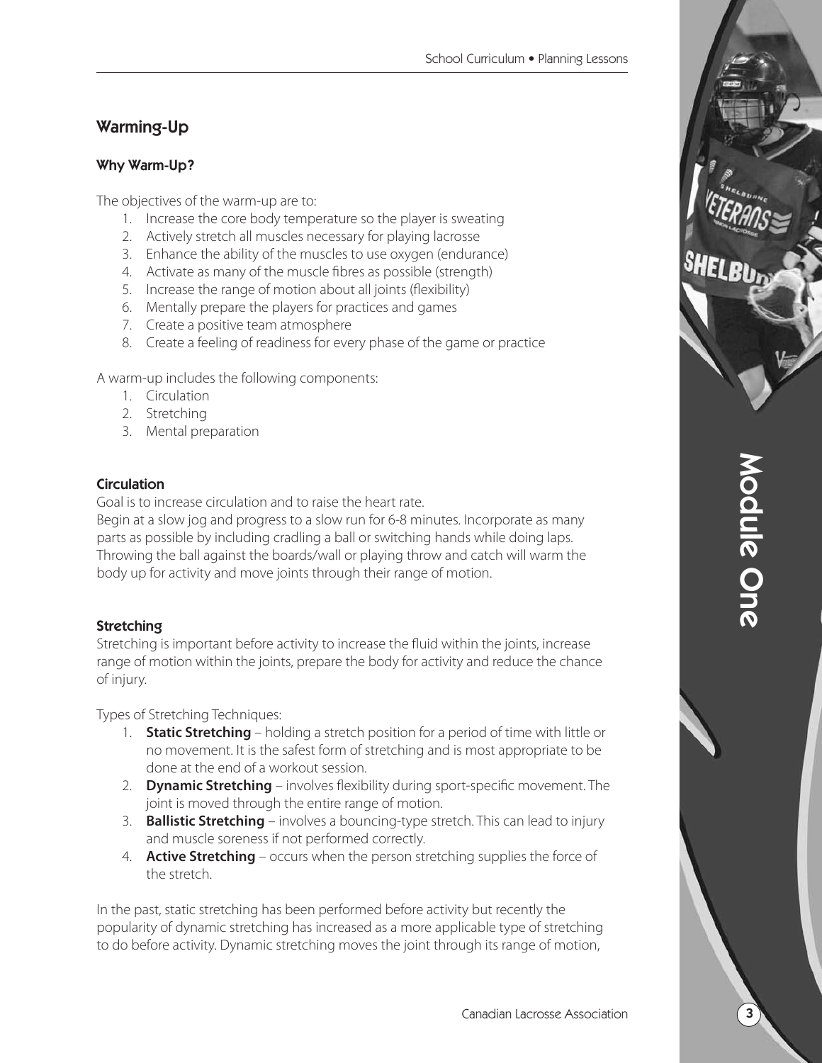## Warming-Up

### Why Warm-Up?

The objectives of the warm-up are to:

1. Increase the core body temperature so the player is sweating
2. Actively stretch all muscles necessary for playing lacrosse
3. Enhance the ability of the muscles to use oxygen (endurance)
4. Activate as many of the muscle fibres as possible (strength)
5. Increase the range of motion about all joints (flexibility)
6. Mentally prepare the players for practices and games
7. Create a positive team atmosphere
8. Create a feeling of readiness for every phase of the game or practice

A warm-up includes the following components:

1. Circulation
2. Stretching
3. Mental preparation

### Circulation

Goal is to increase circulation and to raise the heart rate.
Begin at a slow jog and progress to a slow run for 6-8 minutes. Incorporate as many parts as possible by including cradling a ball or switching hands while doing laps. Throwing the ball against the boards/wall or playing throw and catch will warm the body up for activity and move joints through their range of motion.

### Stretching

Stretching is important before activity to increase the fluid within the joints, increase range of motion within the joints, prepare the body for activity and reduce the chance of injury.

Types of Stretching Techniques:

1. **Static Stretching** – holding a stretch position for a period of time with little or no movement. It is the safest form of stretching and is most appropriate to be done at the end of a workout session.
2. **Dynamic Stretching** – involves flexibility during sport-specific movement. The joint is moved through the entire range of motion.
3. **Ballistic Stretching** – involves a bouncing-type stretch. This can lead to injury and muscle soreness if not performed correctly.
4. **Active Stretching** – occurs when the person stretching supplies the force of the stretch.

In the past, static stretching has been performed before activity but recently the popularity of dynamic stretching has increased as a more applicable type of stretching to do before activity. Dynamic stretching moves the joint through its range of motion,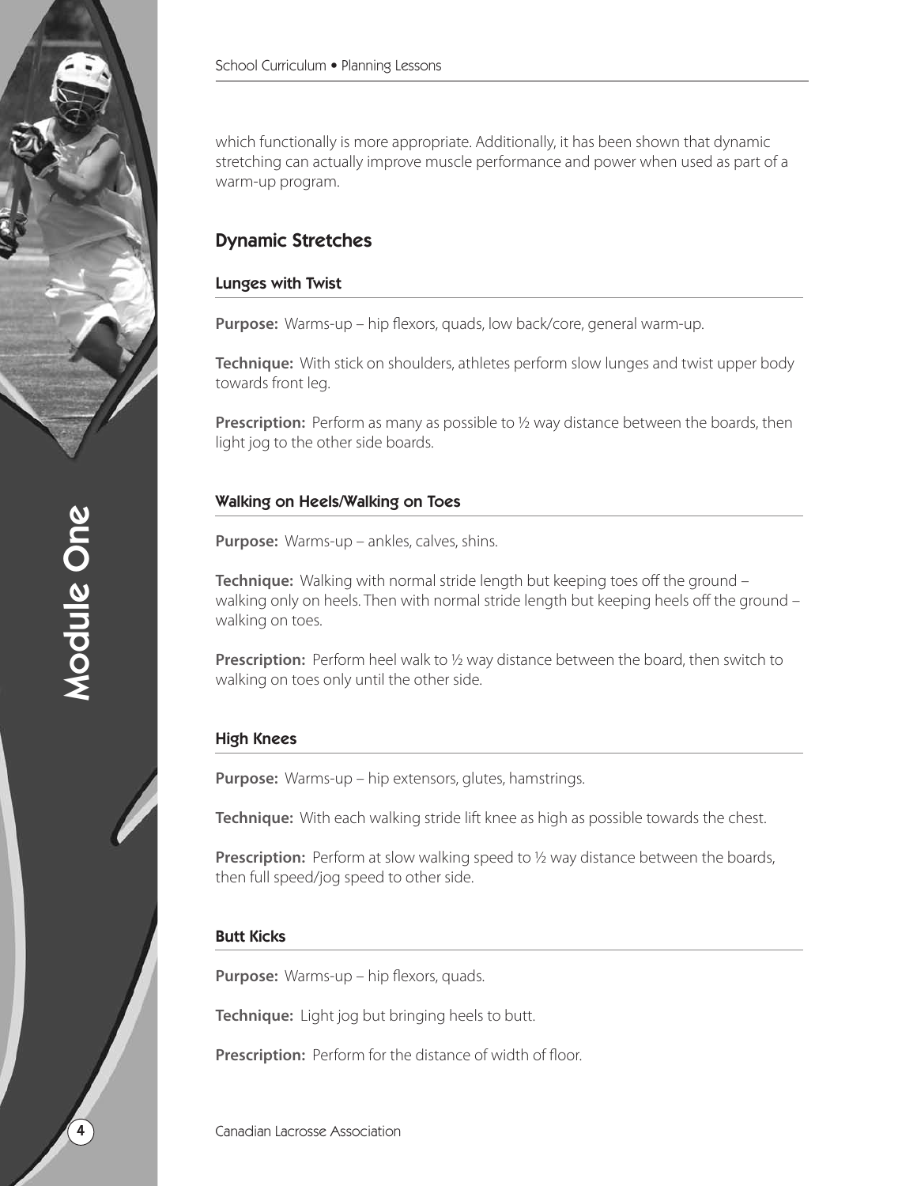which functionally is more appropriate. Additionally, it has been shown that dynamic stretching can actually improve muscle performance and power when used as part of a warm-up program.

## Dynamic Stretches

### Lunges with Twist

**Purpose:** Warms-up – hip flexors, quads, low back/core, general warm-up.

**Technique:** With stick on shoulders, athletes perform slow lunges and twist upper body towards front leg.

**Prescription:** Perform as many as possible to ½ way distance between the boards, then light jog to the other side boards.

### Walking on Heels/Walking on Toes

**Purpose:** Warms-up – ankles, calves, shins.

**Technique:** Walking with normal stride length but keeping toes off the ground – walking only on heels. Then with normal stride length but keeping heels off the ground – walking on toes.

**Prescription:** Perform heel walk to ½ way distance between the board, then switch to walking on toes only until the other side.

### High Knees

**Purpose:** Warms-up – hip extensors, glutes, hamstrings.

**Technique:** With each walking stride lift knee as high as possible towards the chest.

**Prescription:** Perform at slow walking speed to ½ way distance between the boards, then full speed/jog speed to other side.

### Butt Kicks

**Purpose:** Warms-up – hip flexors, quads.

**Technique:** Light jog but bringing heels to butt.

**Prescription:** Perform for the distance of width of floor.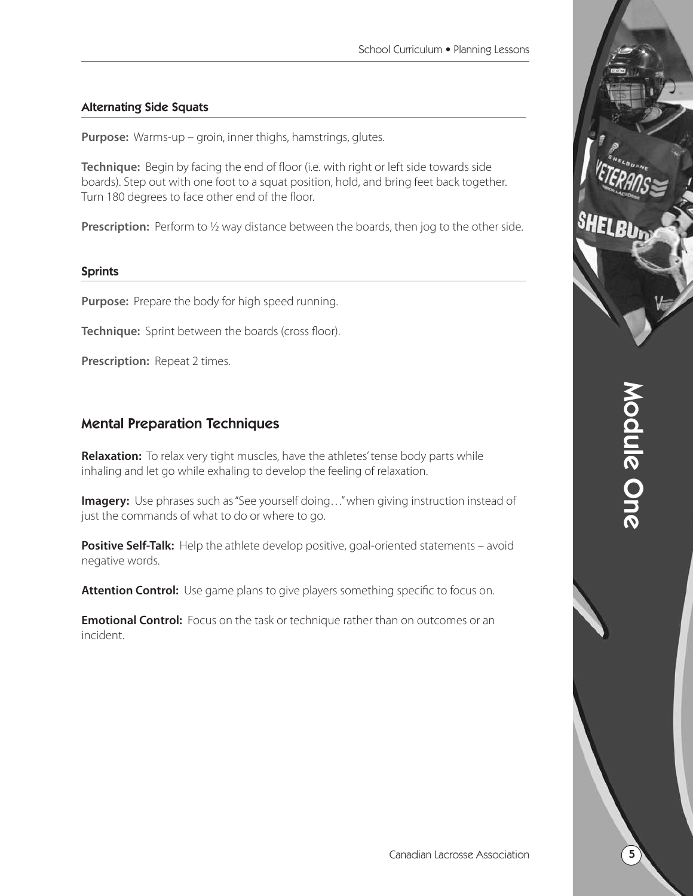### Alternating Side Squats

**Purpose:** Warms-up – groin, inner thighs, hamstrings, glutes.

**Technique:** Begin by facing the end of floor (i.e. with right or left side towards side boards). Step out with one foot to a squat position, hold, and bring feet back together. Turn 180 degrees to face other end of the floor.

**Prescription:** Perform to ½ way distance between the boards, then jog to the other side.

### Sprints

**Purpose:** Prepare the body for high speed running.

**Technique:** Sprint between the boards (cross floor).

**Prescription:** Repeat 2 times.

## Mental Preparation Techniques

**Relaxation:** To relax very tight muscles, have the athletes' tense body parts while inhaling and let go while exhaling to develop the feeling of relaxation.

**Imagery:** Use phrases such as "See yourself doing…" when giving instruction instead of just the commands of what to do or where to go.

**Positive Self-Talk:** Help the athlete develop positive, goal-oriented statements – avoid negative words.

**Attention Control:** Use game plans to give players something specific to focus on.

**Emotional Control:** Focus on the task or technique rather than on outcomes or an incident.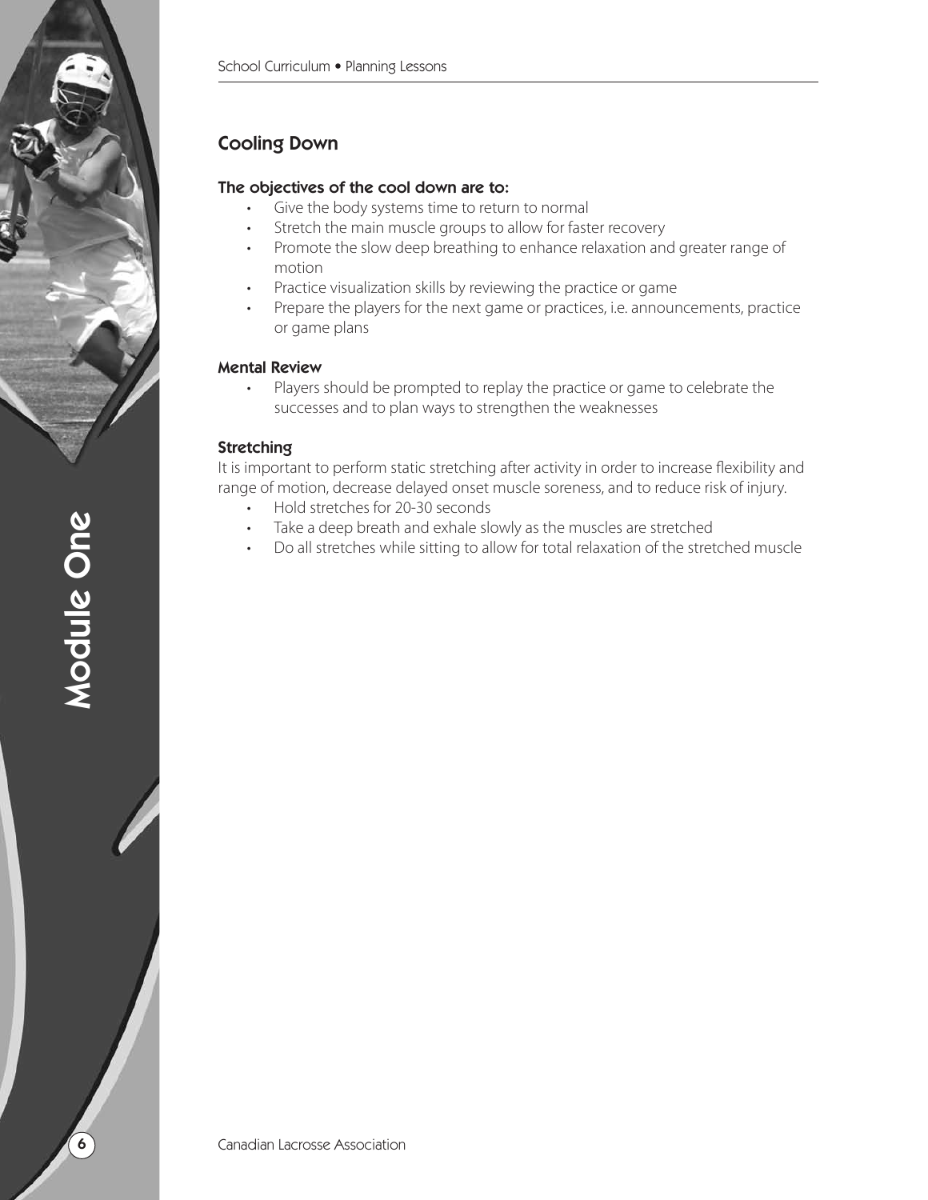## Cooling Down

### The objectives of the cool down are to:

- Give the body systems time to return to normal
- Stretch the main muscle groups to allow for faster recovery
- Promote the slow deep breathing to enhance relaxation and greater range of motion
- Practice visualization skills by reviewing the practice or game
- Prepare the players for the next game or practices, i.e. announcements, practice or game plans

### Mental Review

- Players should be prompted to replay the practice or game to celebrate the successes and to plan ways to strengthen the weaknesses

### Stretching

It is important to perform static stretching after activity in order to increase flexibility and range of motion, decrease delayed onset muscle soreness, and to reduce risk of injury.

- Hold stretches for 20-30 seconds
- Take a deep breath and exhale slowly as the muscles are stretched
- Do all stretches while sitting to allow for total relaxation of the stretched muscle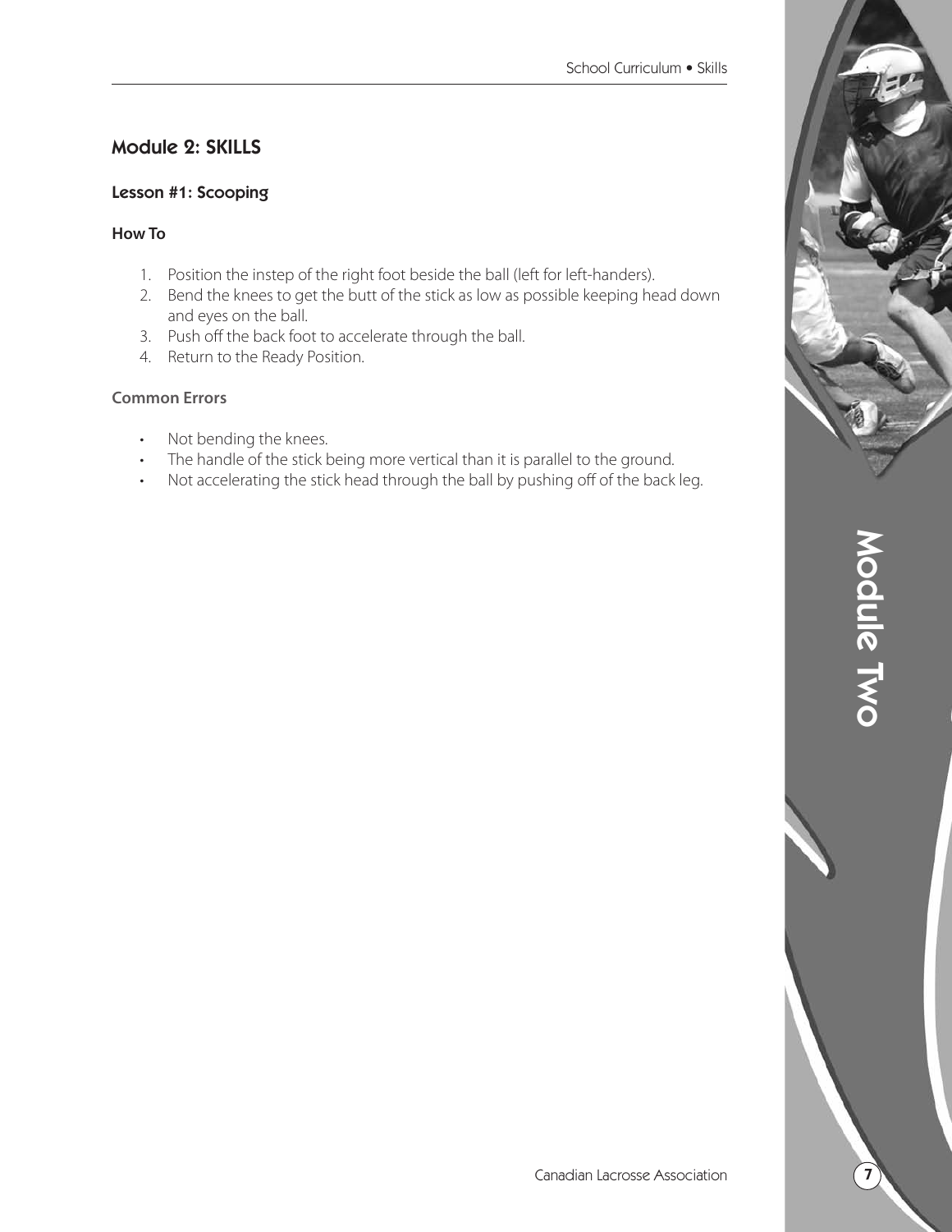## Module 2: SKILLS

### Lesson #1: Scooping

#### How To

1. Position the instep of the right foot beside the ball (left for left-handers).
2. Bend the knees to get the butt of the stick as low as possible keeping head down and eyes on the ball.
3. Push off the back foot to accelerate through the ball.
4. Return to the Ready Position.

#### Common Errors

- Not bending the knees.
- The handle of the stick being more vertical than it is parallel to the ground.
- Not accelerating the stick head through the ball by pushing off of the back leg.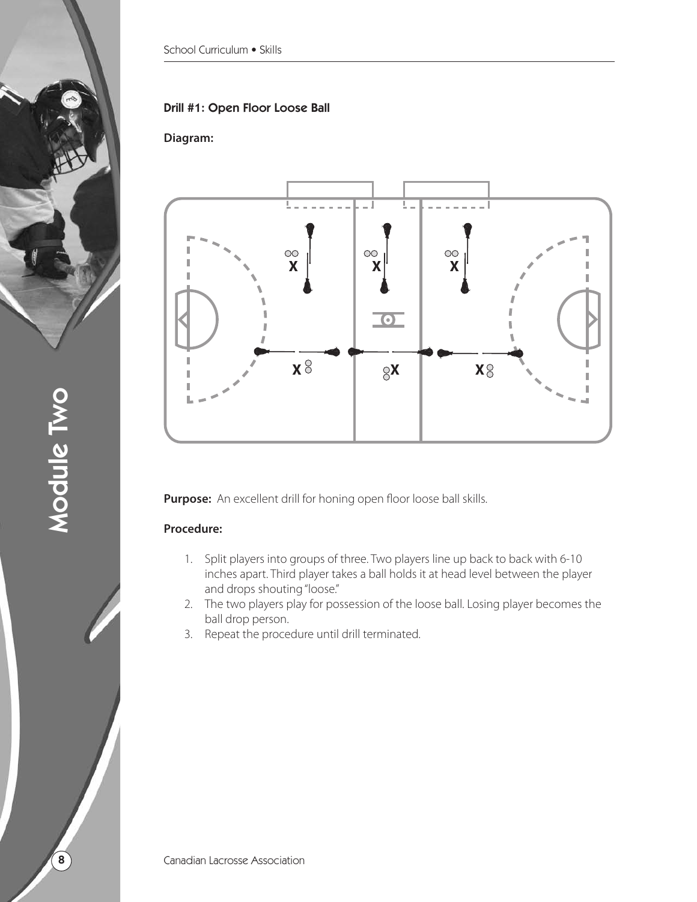#### Drill #1: Open Floor Loose Ball

**Diagram:**

**Purpose:** An excellent drill for honing open floor loose ball skills.

**Procedure:**

1. Split players into groups of three. Two players line up back to back with 6-10 inches apart. Third player takes a ball holds it at head level between the player and drops shouting "loose."
2. The two players play for possession of the loose ball. Losing player becomes the ball drop person.
3. Repeat the procedure until drill terminated.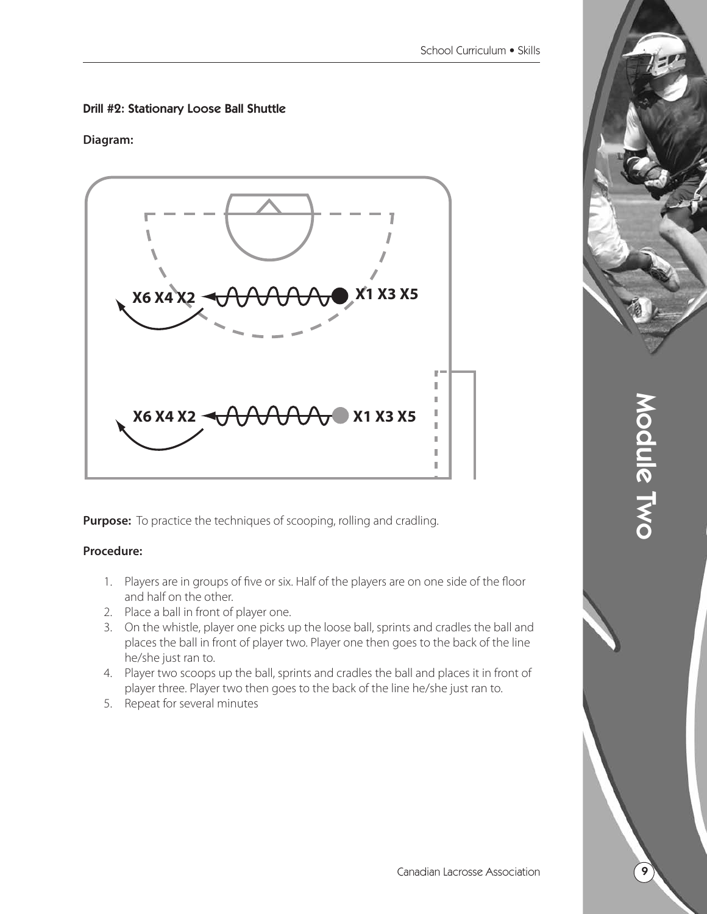### Drill #2: Stationary Loose Ball Shuttle

**Diagram:**

X6 X4 X2 ← X1 X3 X5

X6 X4 X2 ← X1 X3 X5

**Purpose:** To practice the techniques of scooping, rolling and cradling.

**Procedure:**

1. Players are in groups of five or six. Half of the players are on one side of the floor and half on the other.
2. Place a ball in front of player one.
3. On the whistle, player one picks up the loose ball, sprints and cradles the ball and places the ball in front of player two. Player one then goes to the back of the line he/she just ran to.
4. Player two scoops up the ball, sprints and cradles the ball and places it in front of player three. Player two then goes to the back of the line he/she just ran to.
5. Repeat for several minutes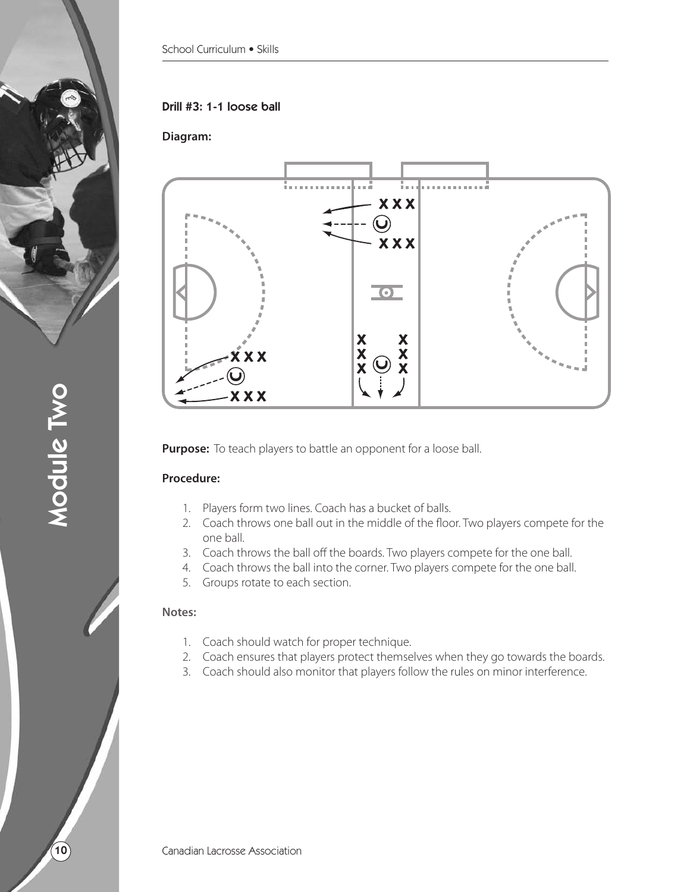### Drill #3: 1-1 loose ball

**Diagram:**

**Purpose:** To teach players to battle an opponent for a loose ball.

**Procedure:**

1. Players form two lines. Coach has a bucket of balls.
2. Coach throws one ball out in the middle of the floor. Two players compete for the one ball.
3. Coach throws the ball off the boards. Two players compete for the one ball.
4. Coach throws the ball into the corner. Two players compete for the one ball.
5. Groups rotate to each section.

**Notes:**

1. Coach should watch for proper technique.
2. Coach ensures that players protect themselves when they go towards the boards.
3. Coach should also monitor that players follow the rules on minor interference.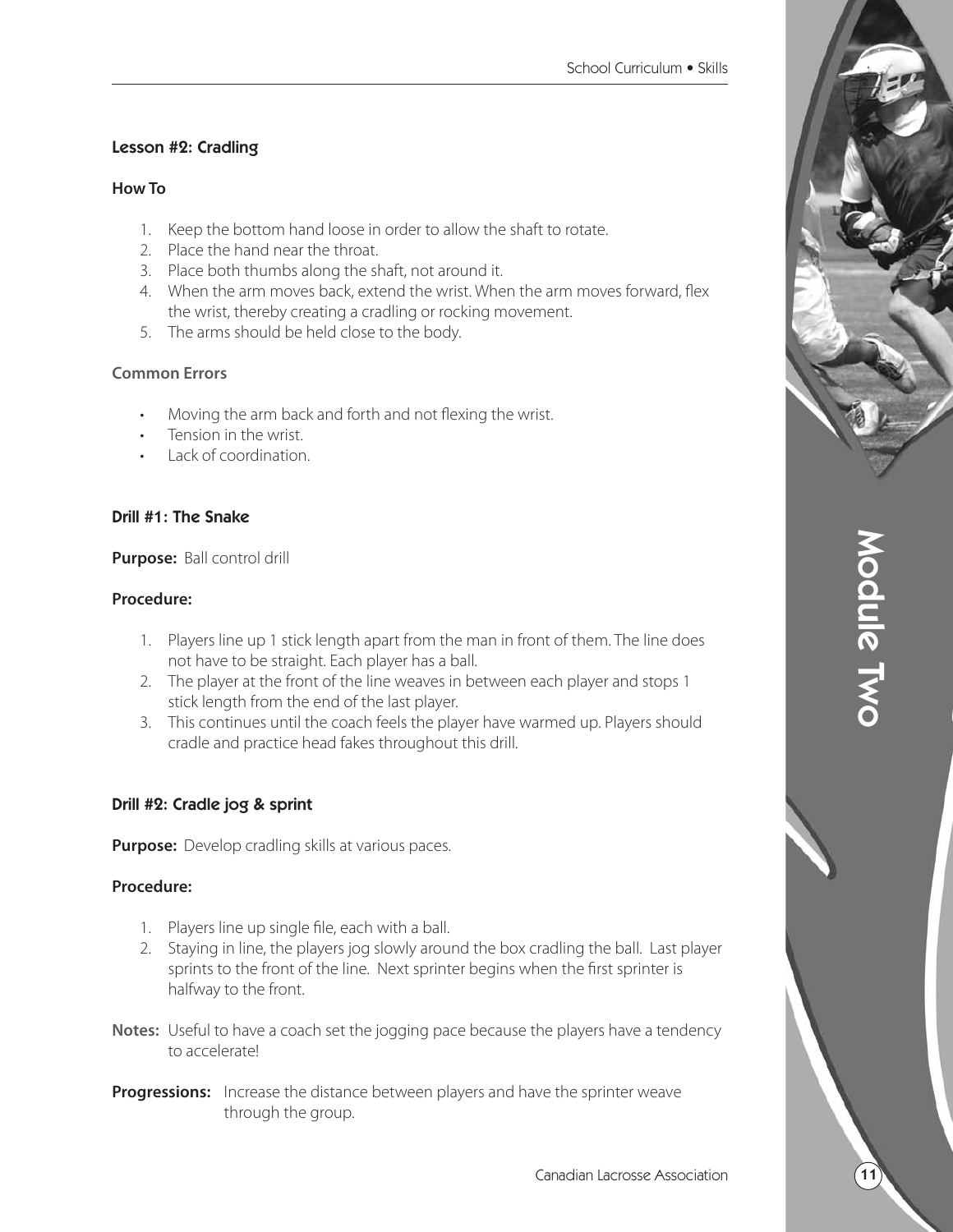## Lesson #2: Cradling

### How To

1. Keep the bottom hand loose in order to allow the shaft to rotate.
2. Place the hand near the throat.
3. Place both thumbs along the shaft, not around it.
4. When the arm moves back, extend the wrist. When the arm moves forward, flex the wrist, thereby creating a cradling or rocking movement.
5. The arms should be held close to the body.

### Common Errors

- Moving the arm back and forth and not flexing the wrist.
- Tension in the wrist.
- Lack of coordination.

## Drill #1: The Snake

**Purpose:** Ball control drill

**Procedure:**

1. Players line up 1 stick length apart from the man in front of them. The line does not have to be straight. Each player has a ball.
2. The player at the front of the line weaves in between each player and stops 1 stick length from the end of the last player.
3. This continues until the coach feels the player have warmed up. Players should cradle and practice head fakes throughout this drill.

## Drill #2: Cradle jog & sprint

**Purpose:** Develop cradling skills at various paces.

**Procedure:**

1. Players line up single file, each with a ball.
2. Staying in line, the players jog slowly around the box cradling the ball. Last player sprints to the front of the line. Next sprinter begins when the first sprinter is halfway to the front.

**Notes:** Useful to have a coach set the jogging pace because the players have a tendency to accelerate!

**Progressions:** Increase the distance between players and have the sprinter weave through the group.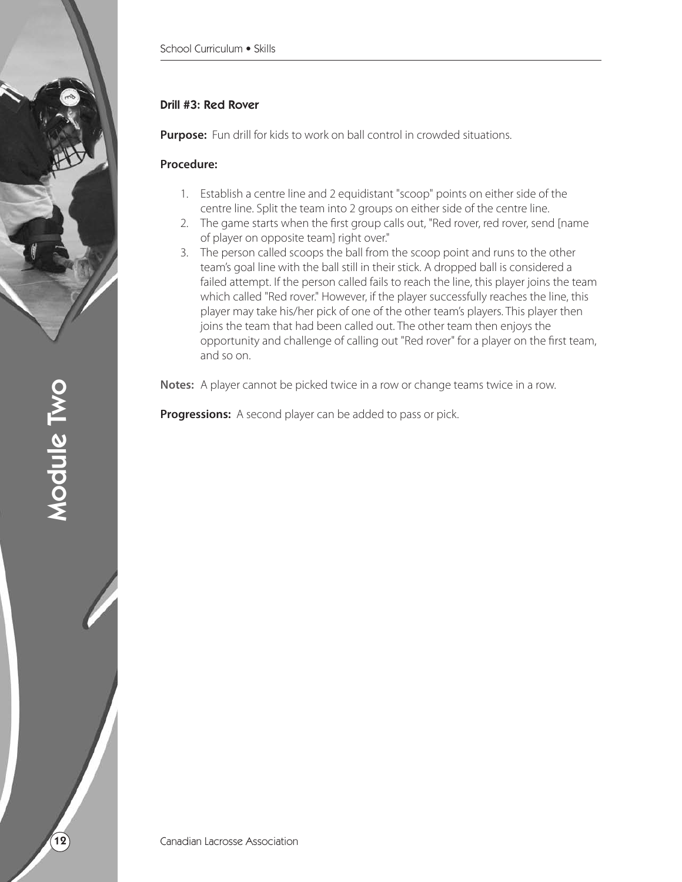### Drill #3: Red Rover

**Purpose:** Fun drill for kids to work on ball control in crowded situations.

**Procedure:**

1. Establish a centre line and 2 equidistant "scoop" points on either side of the centre line. Split the team into 2 groups on either side of the centre line.
2. The game starts when the first group calls out, "Red rover, red rover, send [name of player on opposite team] right over."
3. The person called scoops the ball from the scoop point and runs to the other team's goal line with the ball still in their stick. A dropped ball is considered a failed attempt. If the person called fails to reach the line, this player joins the team which called "Red rover." However, if the player successfully reaches the line, this player may take his/her pick of one of the other team's players. This player then joins the team that had been called out. The other team then enjoys the opportunity and challenge of calling out "Red rover" for a player on the first team, and so on.

**Notes:** A player cannot be picked twice in a row or change teams twice in a row.

**Progressions:** A second player can be added to pass or pick.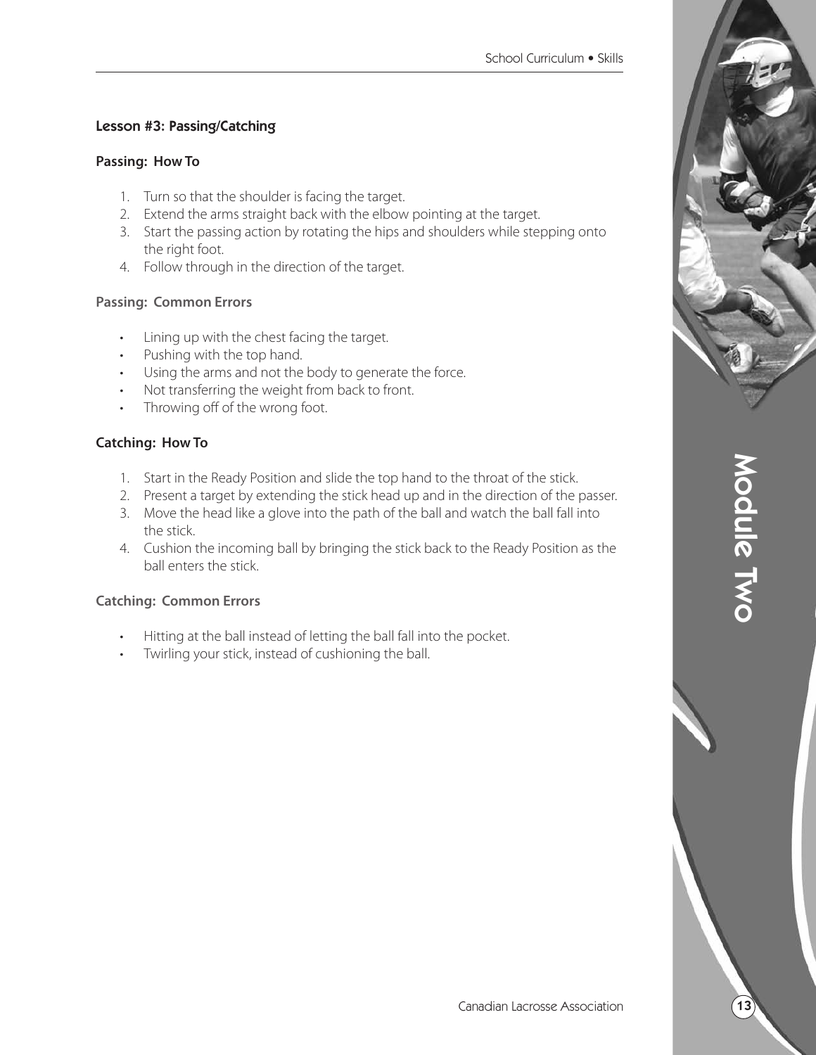### Lesson #3: Passing/Catching

#### Passing: How To

1. Turn so that the shoulder is facing the target.
2. Extend the arms straight back with the elbow pointing at the target.
3. Start the passing action by rotating the hips and shoulders while stepping onto the right foot.
4. Follow through in the direction of the target.

#### Passing: Common Errors

- Lining up with the chest facing the target.
- Pushing with the top hand.
- Using the arms and not the body to generate the force.
- Not transferring the weight from back to front.
- Throwing off of the wrong foot.

#### Catching: How To

1. Start in the Ready Position and slide the top hand to the throat of the stick.
2. Present a target by extending the stick head up and in the direction of the passer.
3. Move the head like a glove into the path of the ball and watch the ball fall into the stick.
4. Cushion the incoming ball by bringing the stick back to the Ready Position as the ball enters the stick.

#### Catching: Common Errors

- Hitting at the ball instead of letting the ball fall into the pocket.
- Twirling your stick, instead of cushioning the ball.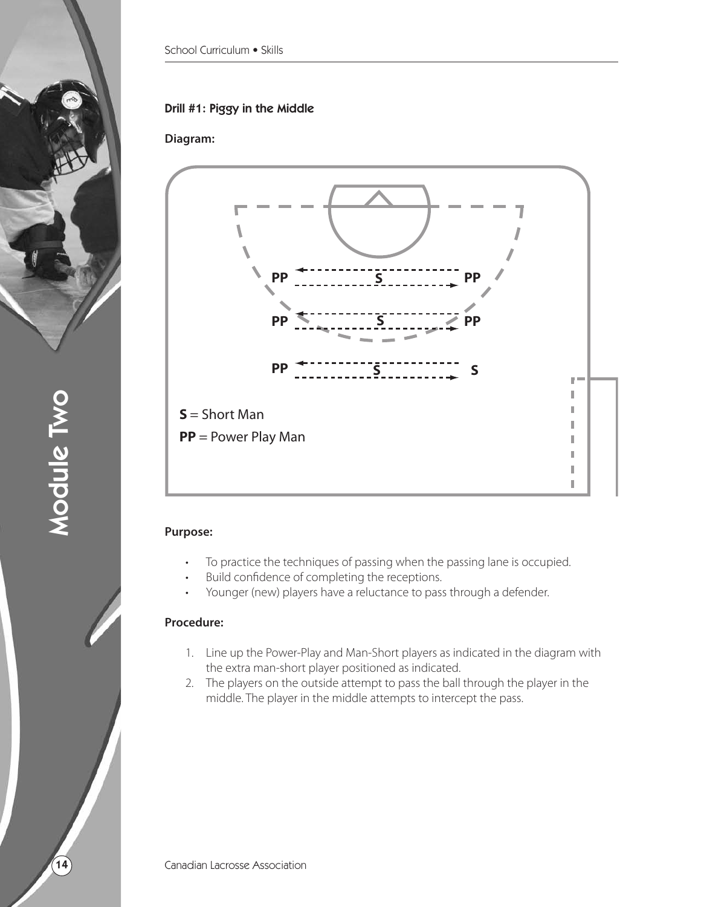### Drill #1: Piggy in the Middle

**Diagram:**

PP S PP

PP S PP

PP S S

**S** = Short Man

**PP** = Power Play Man

**Purpose:**

- To practice the techniques of passing when the passing lane is occupied.
- Build confidence of completing the receptions.
- Younger (new) players have a reluctance to pass through a defender.

**Procedure:**

1. Line up the Power-Play and Man-Short players as indicated in the diagram with the extra man-short player positioned as indicated.
2. The players on the outside attempt to pass the ball through the player in the middle. The player in the middle attempts to intercept the pass.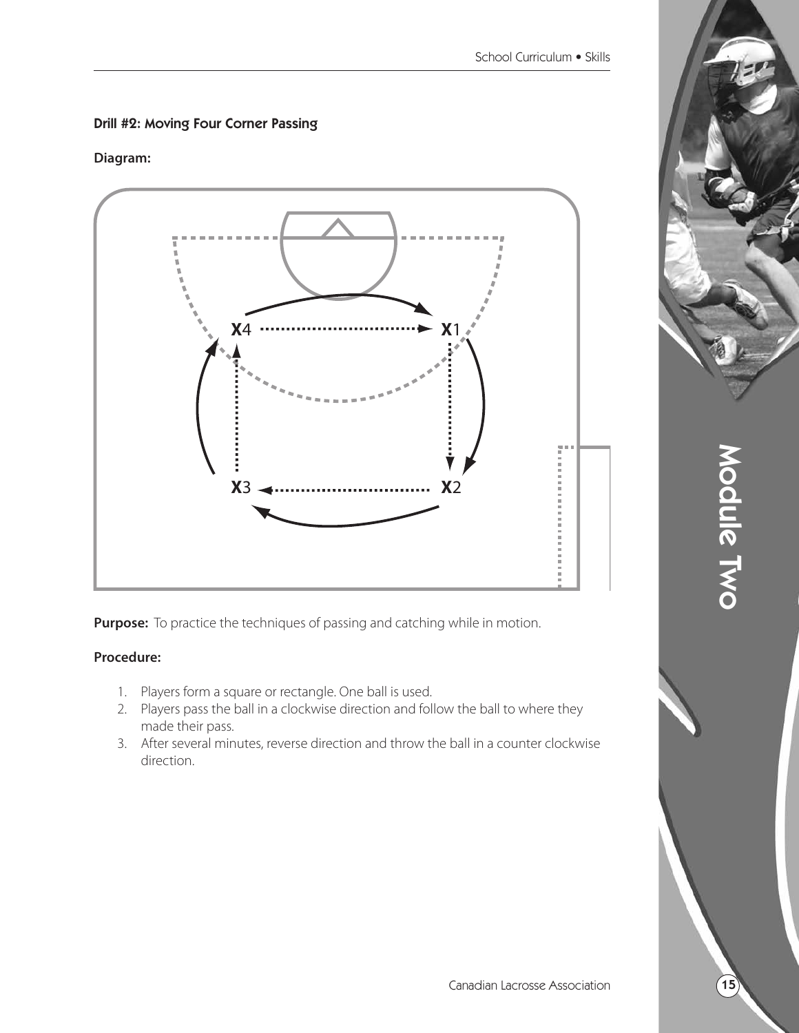**Drill #2: Moving Four Corner Passing**

**Diagram:**

**Purpose:** To practice the techniques of passing and catching while in motion.

**Procedure:**

1. Players form a square or rectangle. One ball is used.
2. Players pass the ball in a clockwise direction and follow the ball to where they made their pass.
3. After several minutes, reverse direction and throw the ball in a counter clockwise direction.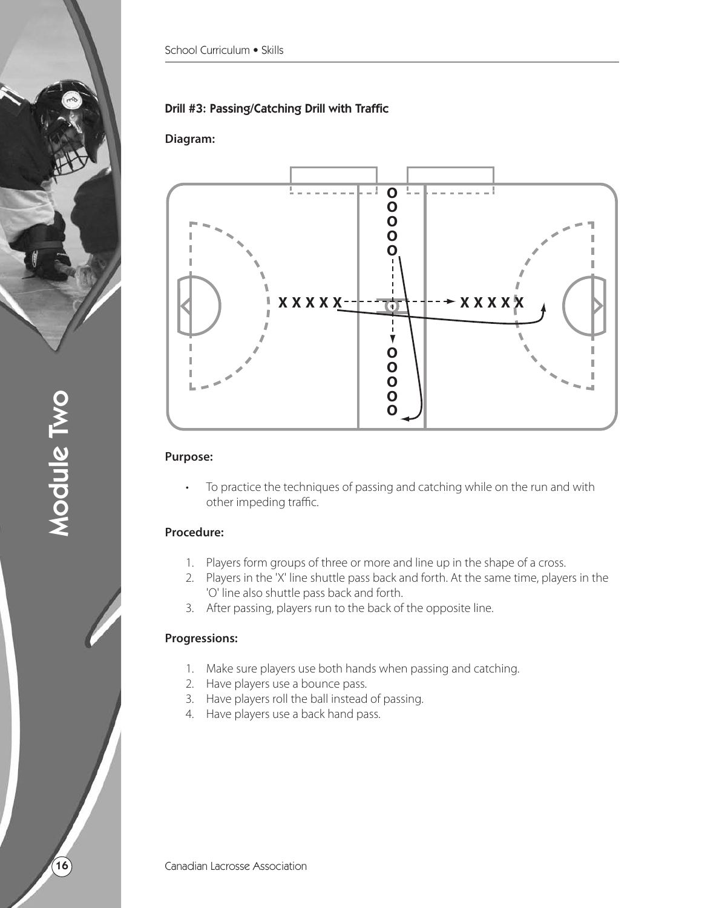### Drill #3: Passing/Catching Drill with Traffic

**Diagram:**

**Purpose:**

- To practice the techniques of passing and catching while on the run and with other impeding traffic.

**Procedure:**

1. Players form groups of three or more and line up in the shape of a cross.
2. Players in the 'X' line shuttle pass back and forth. At the same time, players in the 'O' line also shuttle pass back and forth.
3. After passing, players run to the back of the opposite line.

**Progressions:**

1. Make sure players use both hands when passing and catching.
2. Have players use a bounce pass.
3. Have players roll the ball instead of passing.
4. Have players use a back hand pass.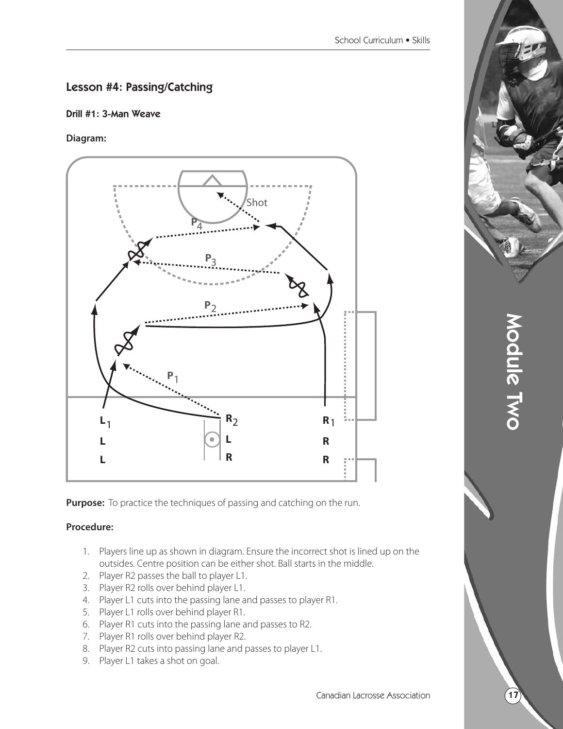## Lesson #4: Passing/Catching

### Drill #1: 3-Man Weave

**Diagram:**

**Purpose:** To practice the techniques of passing and catching on the run.

**Procedure:**

1. Players line up as shown in diagram. Ensure the incorrect shot is lined up on the outsides. Centre position can be either shot. Ball starts in the middle.
2. Player R2 passes the ball to player L1.
3. Player R2 rolls over behind player L1.
4. Player L1 cuts into the passing lane and passes to player R1.
5. Player L1 rolls over behind player R1.
6. Player R1 cuts into the passing lane and passes to R2.
7. Player R1 rolls over behind player R2.
8. Player R2 cuts into passing lane and passes to player L1.
9. Player L1 takes a shot on goal.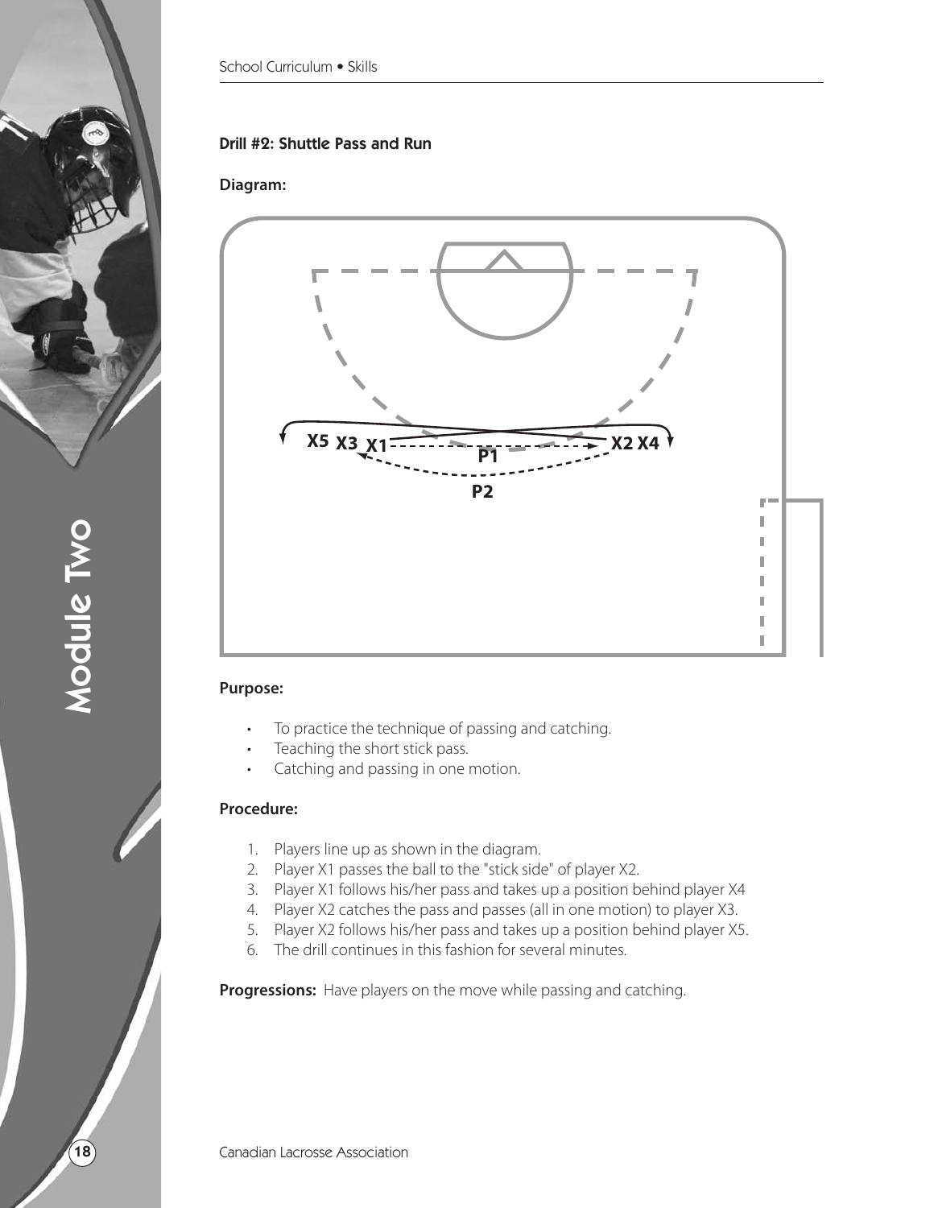### Drill #2: Shuttle Pass and Run

**Diagram:**

**Purpose:**

- To practice the technique of passing and catching.
- Teaching the short stick pass.
- Catching and passing in one motion.

**Procedure:**

1. Players line up as shown in the diagram.
2. Player X1 passes the ball to the "stick side" of player X2.
3. Player X1 follows his/her pass and takes up a position behind player X4
4. Player X2 catches the pass and passes (all in one motion) to player X3.
5. Player X2 follows his/her pass and takes up a position behind player X5.
6. The drill continues in this fashion for several minutes.

**Progressions:** Have players on the move while passing and catching.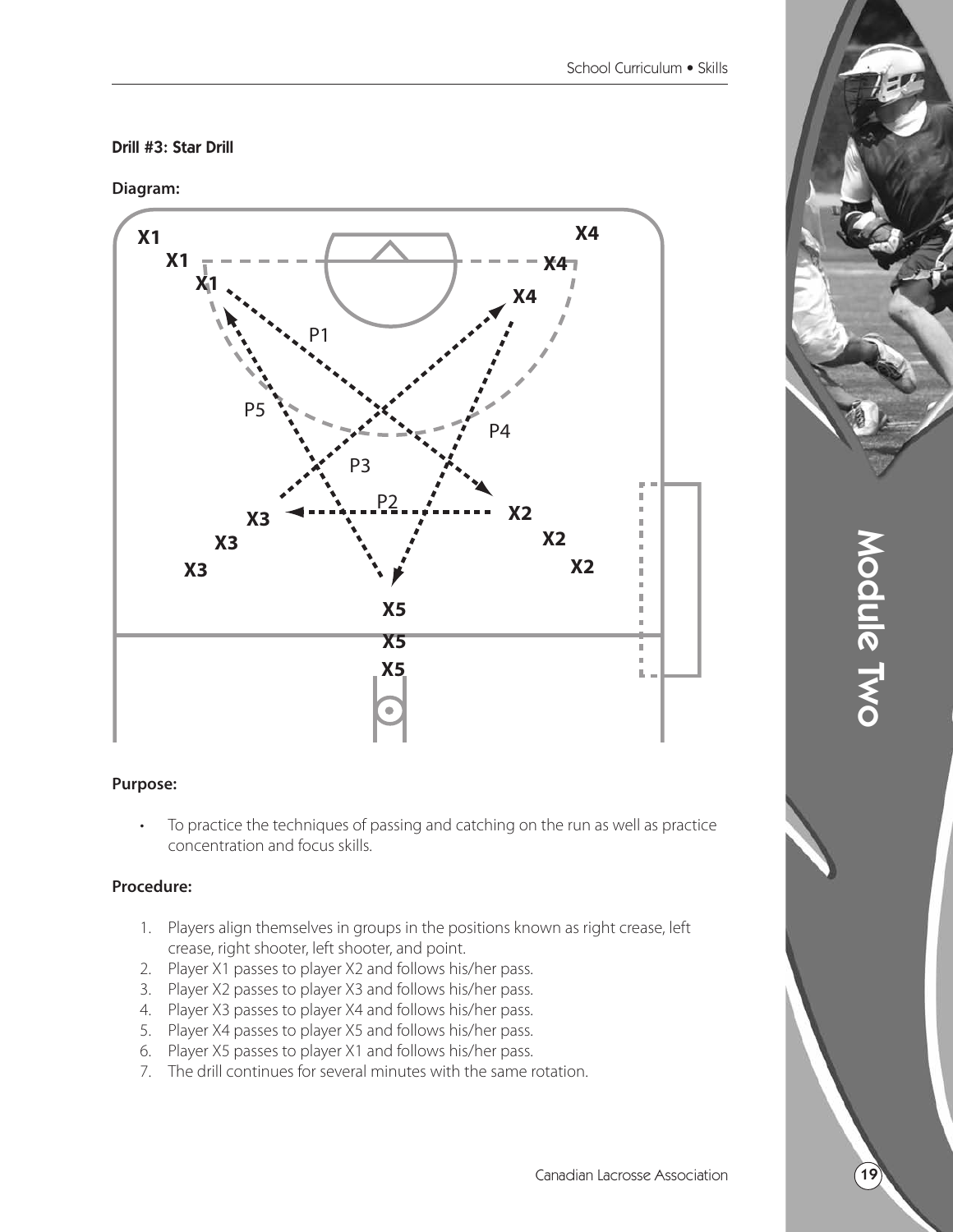**Drill #3: Star Drill**

**Diagram:**

**Purpose:**

- To practice the techniques of passing and catching on the run as well as practice concentration and focus skills.

**Procedure:**

1. Players align themselves in groups in the positions known as right crease, left crease, right shooter, left shooter, and point.
2. Player X1 passes to player X2 and follows his/her pass.
3. Player X2 passes to player X3 and follows his/her pass.
4. Player X3 passes to player X4 and follows his/her pass.
5. Player X4 passes to player X5 and follows his/her pass.
6. Player X5 passes to player X1 and follows his/her pass.
7. The drill continues for several minutes with the same rotation.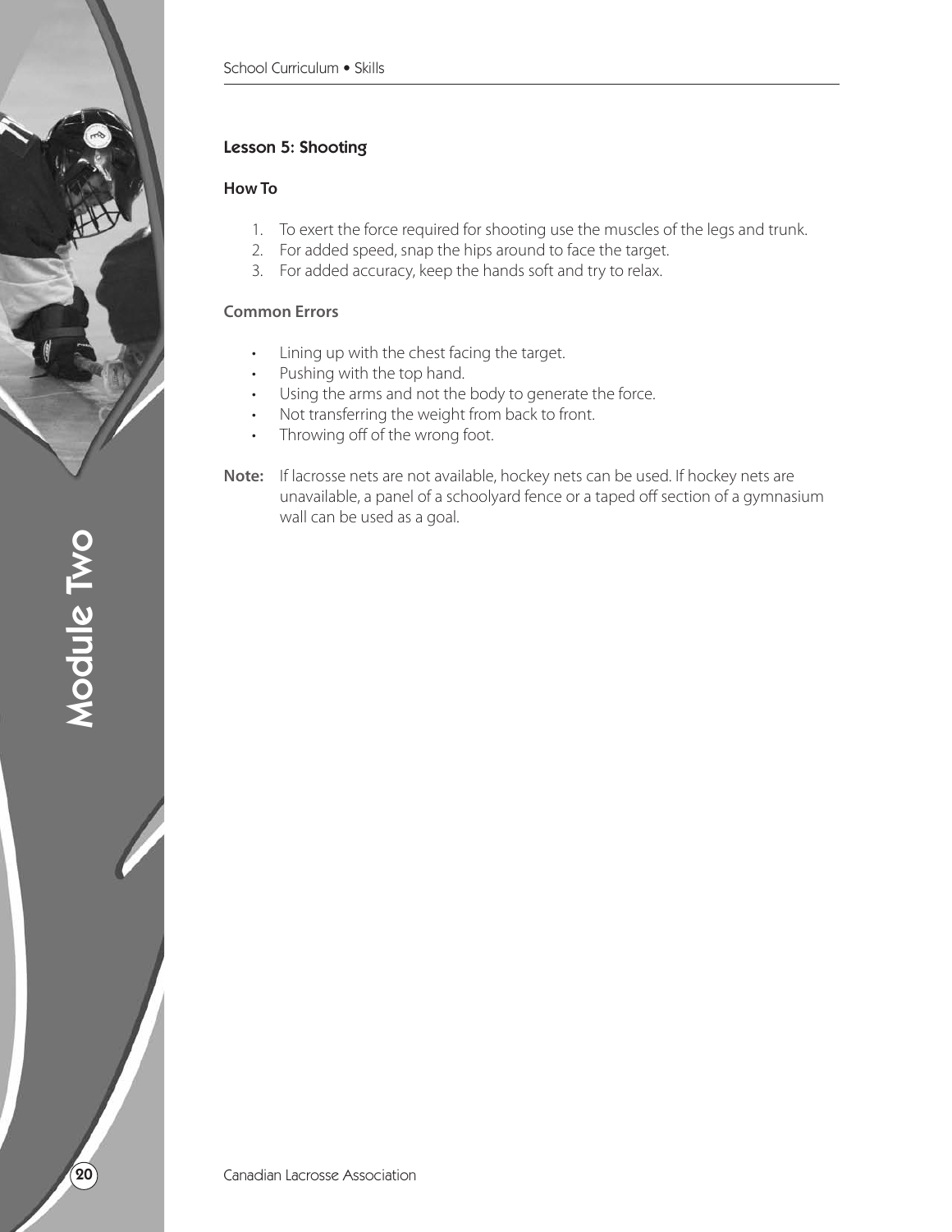## Lesson 5: Shooting

### How To

1. To exert the force required for shooting use the muscles of the legs and trunk.
2. For added speed, snap the hips around to face the target.
3. For added accuracy, keep the hands soft and try to relax.

### Common Errors

- Lining up with the chest facing the target.
- Pushing with the top hand.
- Using the arms and not the body to generate the force.
- Not transferring the weight from back to front.
- Throwing off of the wrong foot.

**Note:** If lacrosse nets are not available, hockey nets can be used. If hockey nets are unavailable, a panel of a schoolyard fence or a taped off section of a gymnasium wall can be used as a goal.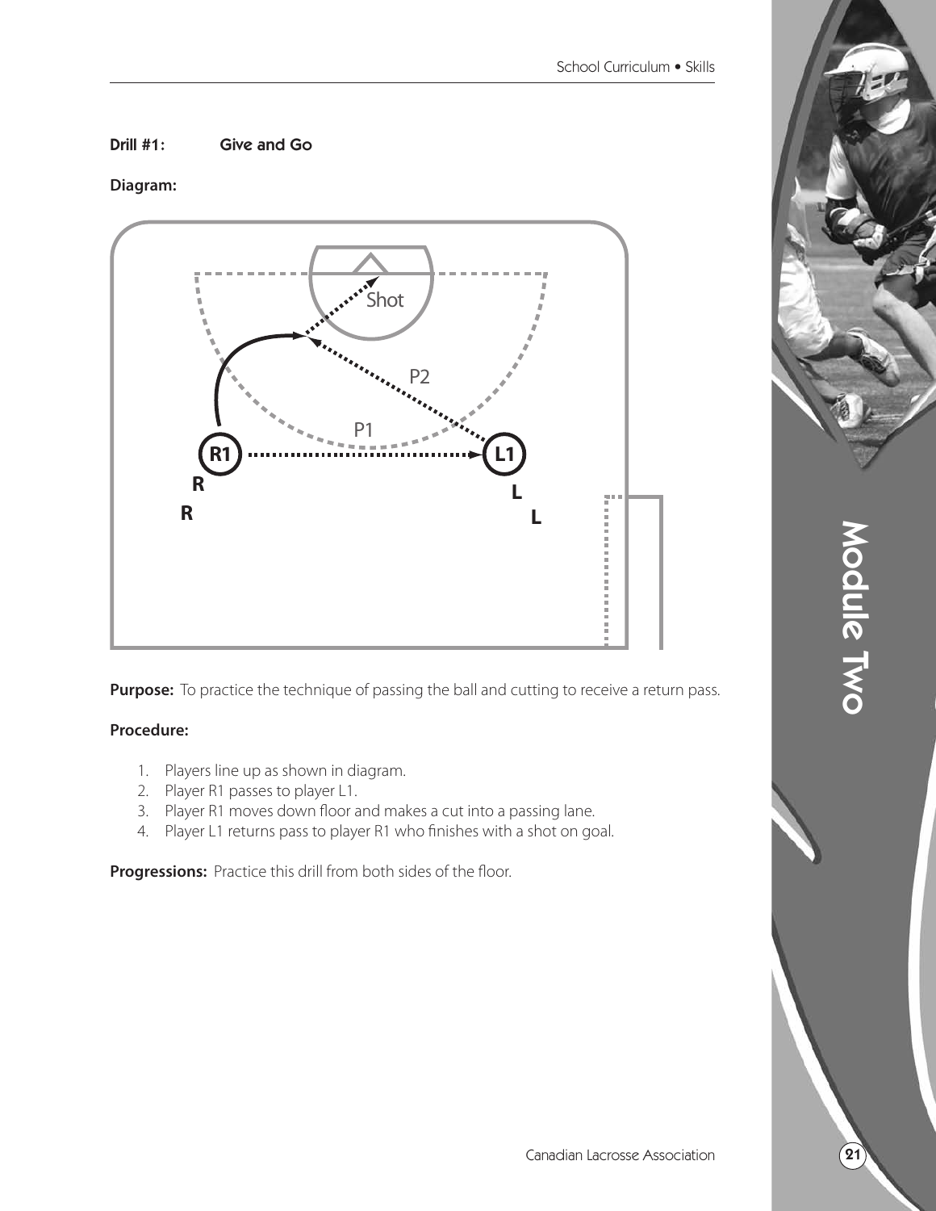**Drill #1:** **Give and Go**

**Diagram:**

**Purpose:** To practice the technique of passing the ball and cutting to receive a return pass.

**Procedure:**

1. Players line up as shown in diagram.
2. Player R1 passes to player L1.
3. Player R1 moves down floor and makes a cut into a passing lane.
4. Player L1 returns pass to player R1 who finishes with a shot on goal.

**Progressions:** Practice this drill from both sides of the floor.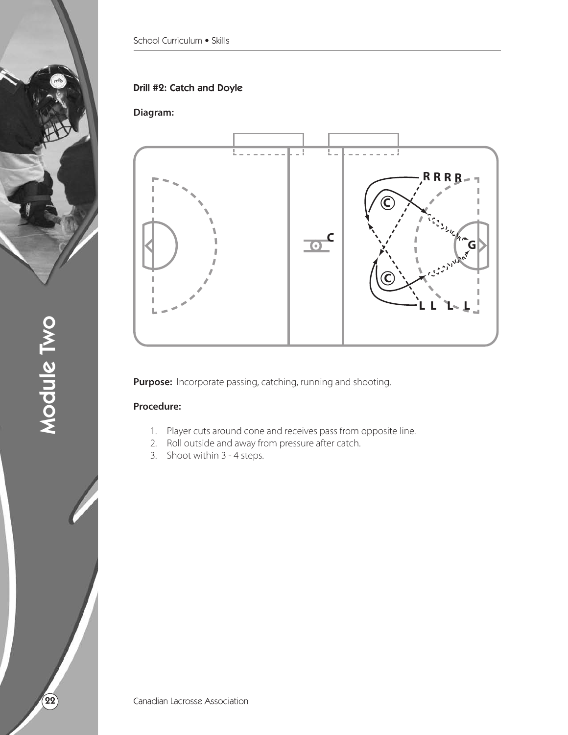#### Drill #2: Catch and Doyle

**Diagram:**

**Purpose:** Incorporate passing, catching, running and shooting.

**Procedure:**

1. Player cuts around cone and receives pass from opposite line.
2. Roll outside and away from pressure after catch.
3. Shoot within 3 - 4 steps.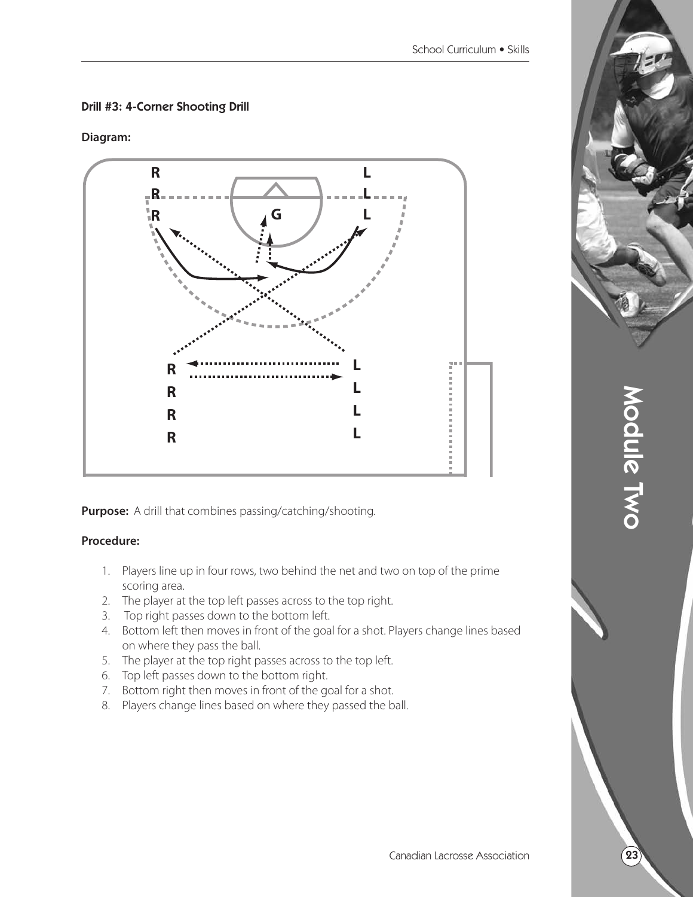### Drill #3: 4-Corner Shooting Drill

**Diagram:**

**Purpose:** A drill that combines passing/catching/shooting.

**Procedure:**

1. Players line up in four rows, two behind the net and two on top of the prime scoring area.
2. The player at the top left passes across to the top right.
3. Top right passes down to the bottom left.
4. Bottom left then moves in front of the goal for a shot. Players change lines based on where they pass the ball.
5. The player at the top right passes across to the top left.
6. Top left passes down to the bottom right.
7. Bottom right then moves in front of the goal for a shot.
8. Players change lines based on where they passed the ball.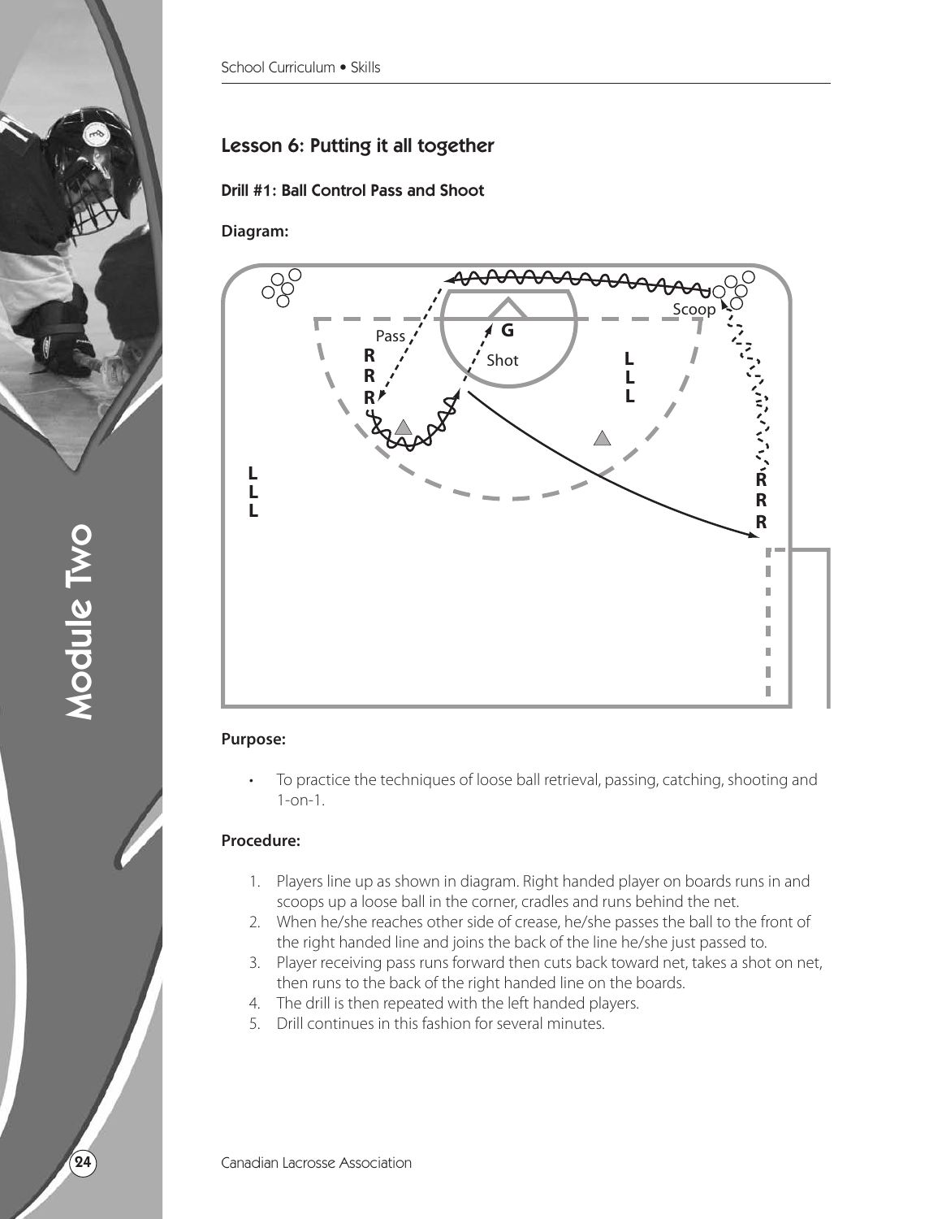## Lesson 6: Putting it all together

### Drill #1: Ball Control Pass and Shoot

**Diagram:**

**Purpose:**

- To practice the techniques of loose ball retrieval, passing, catching, shooting and 1-on-1.

**Procedure:**

1. Players line up as shown in diagram. Right handed player on boards runs in and scoops up a loose ball in the corner, cradles and runs behind the net.
2. When he/she reaches other side of crease, he/she passes the ball to the front of the right handed line and joins the back of the line he/she just passed to.
3. Player receiving pass runs forward then cuts back toward net, takes a shot on net, then runs to the back of the right handed line on the boards.
4. The drill is then repeated with the left handed players.
5. Drill continues in this fashion for several minutes.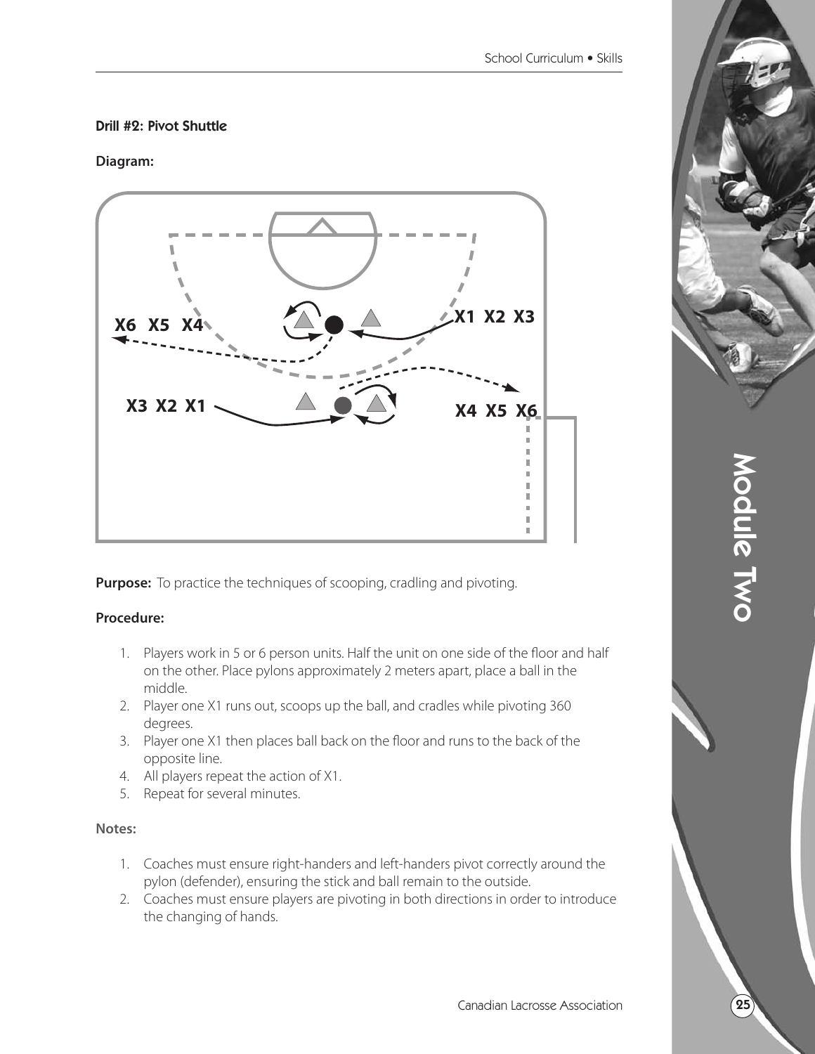#### Drill #2: Pivot Shuttle

**Diagram:**

**Purpose:** To practice the techniques of scooping, cradling and pivoting.

**Procedure:**

1. Players work in 5 or 6 person units. Half the unit on one side of the floor and half on the other. Place pylons approximately 2 meters apart, place a ball in the middle.
2. Player one X1 runs out, scoops up the ball, and cradles while pivoting 360 degrees.
3. Player one X1 then places ball back on the floor and runs to the back of the opposite line.
4. All players repeat the action of X1.
5. Repeat for several minutes.

**Notes:**

1. Coaches must ensure right-handers and left-handers pivot correctly around the pylon (defender), ensuring the stick and ball remain to the outside.
2. Coaches must ensure players are pivoting in both directions in order to introduce the changing of hands.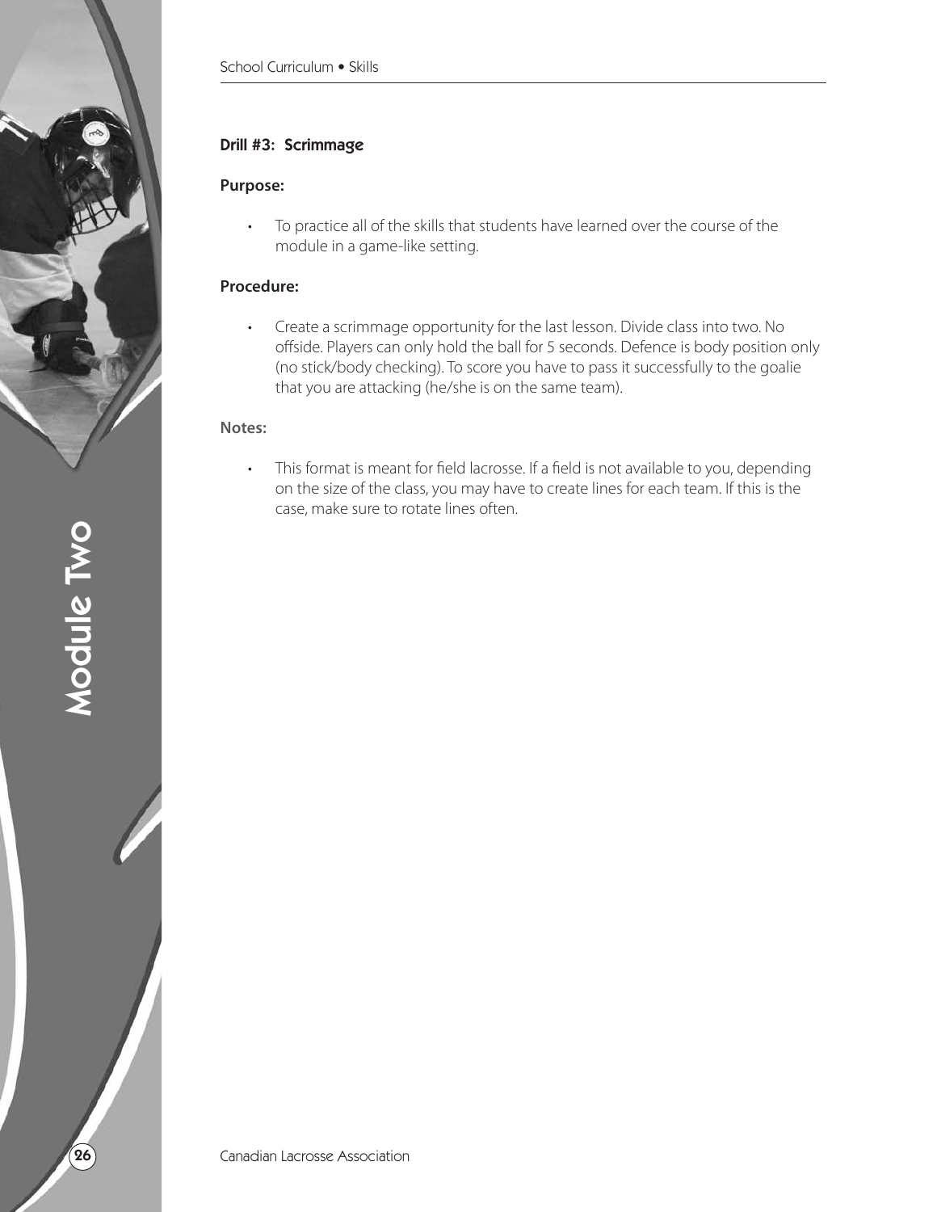### Drill #3: Scrimmage

**Purpose:**

- To practice all of the skills that students have learned over the course of the module in a game-like setting.

**Procedure:**

- Create a scrimmage opportunity for the last lesson. Divide class into two. No offside. Players can only hold the ball for 5 seconds. Defence is body position only (no stick/body checking). To score you have to pass it successfully to the goalie that you are attacking (he/she is on the same team).

**Notes:**

- This format is meant for field lacrosse. If a field is not available to you, depending on the size of the class, you may have to create lines for each team. If this is the case, make sure to rotate lines often.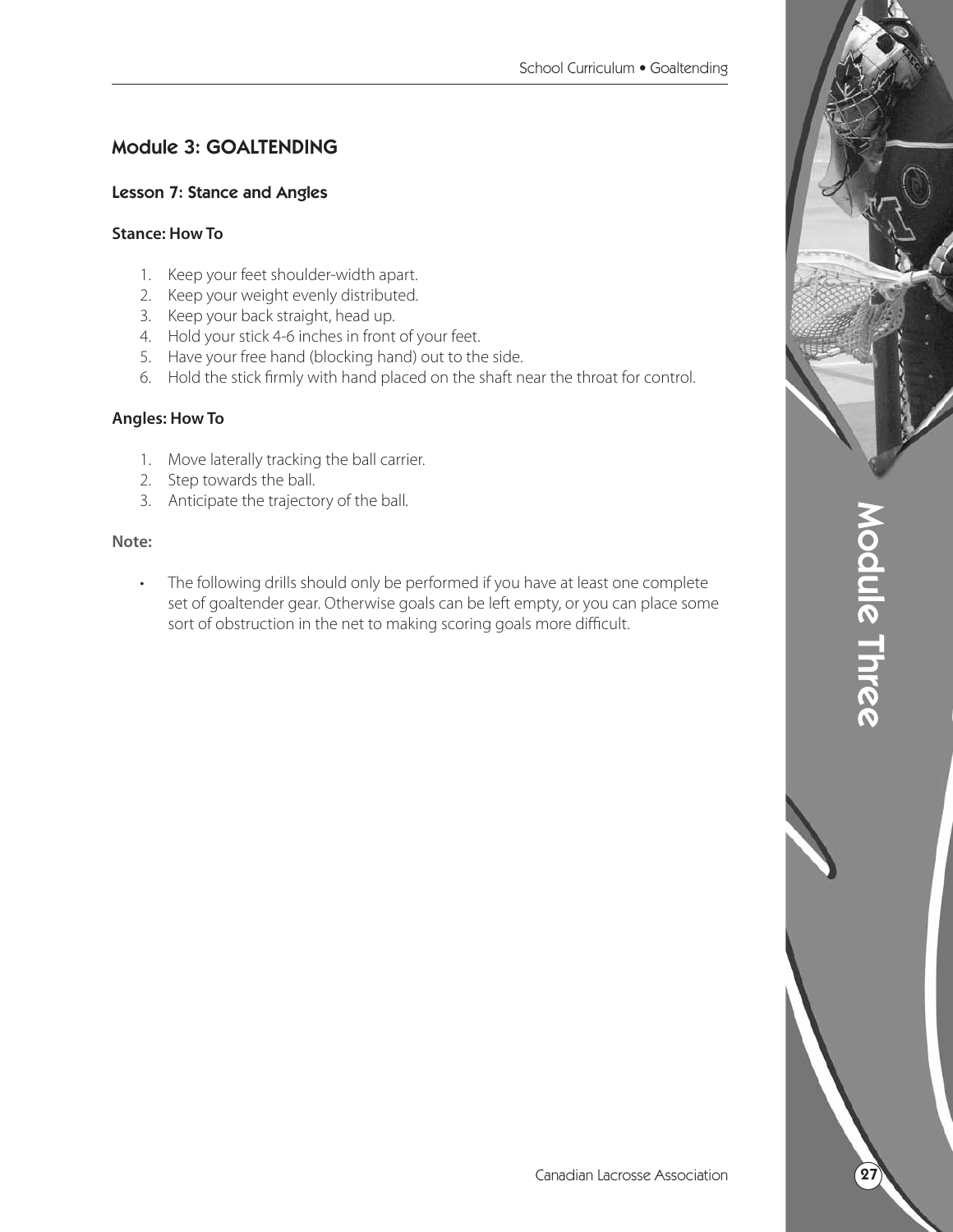## Module 3: GOALTENDING

### Lesson 7: Stance and Angles

**Stance: How To**

1. Keep your feet shoulder-width apart.
2. Keep your weight evenly distributed.
3. Keep your back straight, head up.
4. Hold your stick 4-6 inches in front of your feet.
5. Have your free hand (blocking hand) out to the side.
6. Hold the stick firmly with hand placed on the shaft near the throat for control.

**Angles: How To**

1. Move laterally tracking the ball carrier.
2. Step towards the ball.
3. Anticipate the trajectory of the ball.

**Note:**

- The following drills should only be performed if you have at least one complete set of goaltender gear. Otherwise goals can be left empty, or you can place some sort of obstruction in the net to making scoring goals more difficult.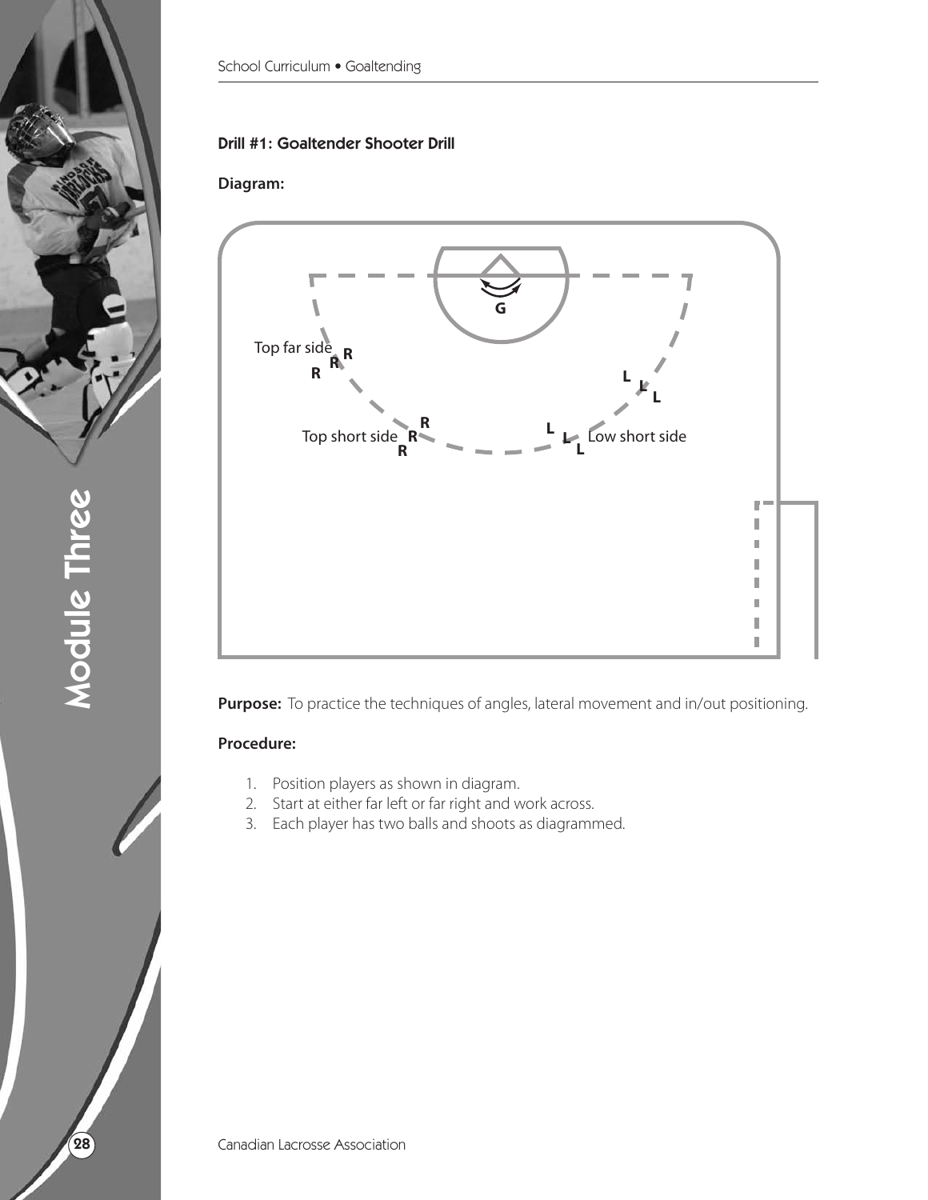### Drill #1: Goaltender Shooter Drill

**Diagram:**

Top far side

Top short side

Low short side

**Purpose:** To practice the techniques of angles, lateral movement and in/out positioning.

**Procedure:**

1. Position players as shown in diagram.
2. Start at either far left or far right and work across.
3. Each player has two balls and shoots as diagrammed.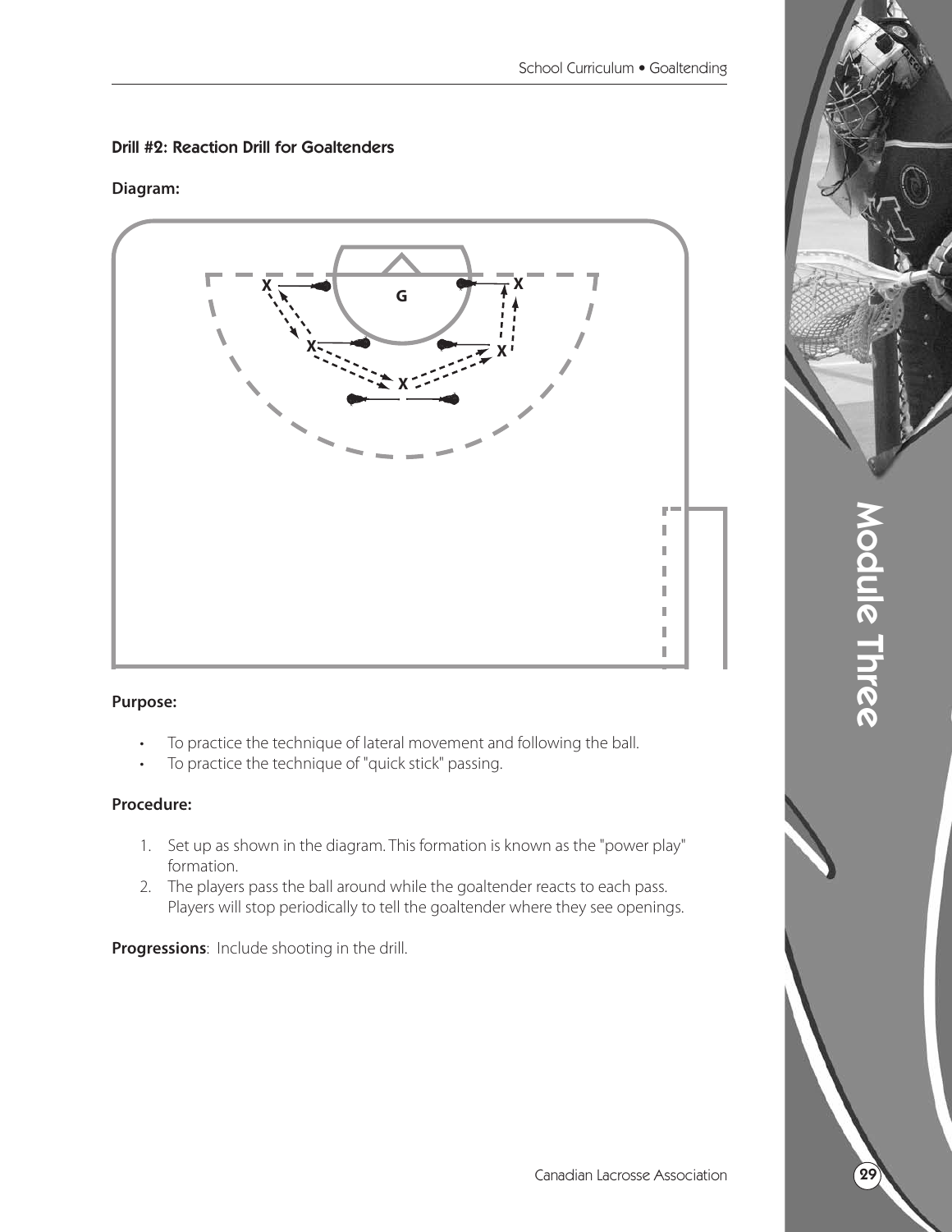### Drill #2: Reaction Drill for Goaltenders

**Diagram:**

**Purpose:**

- To practice the technique of lateral movement and following the ball.
- To practice the technique of "quick stick" passing.

**Procedure:**

1. Set up as shown in the diagram. This formation is known as the "power play" formation.
2. The players pass the ball around while the goaltender reacts to each pass. Players will stop periodically to tell the goaltender where they see openings.

**Progressions**: Include shooting in the drill.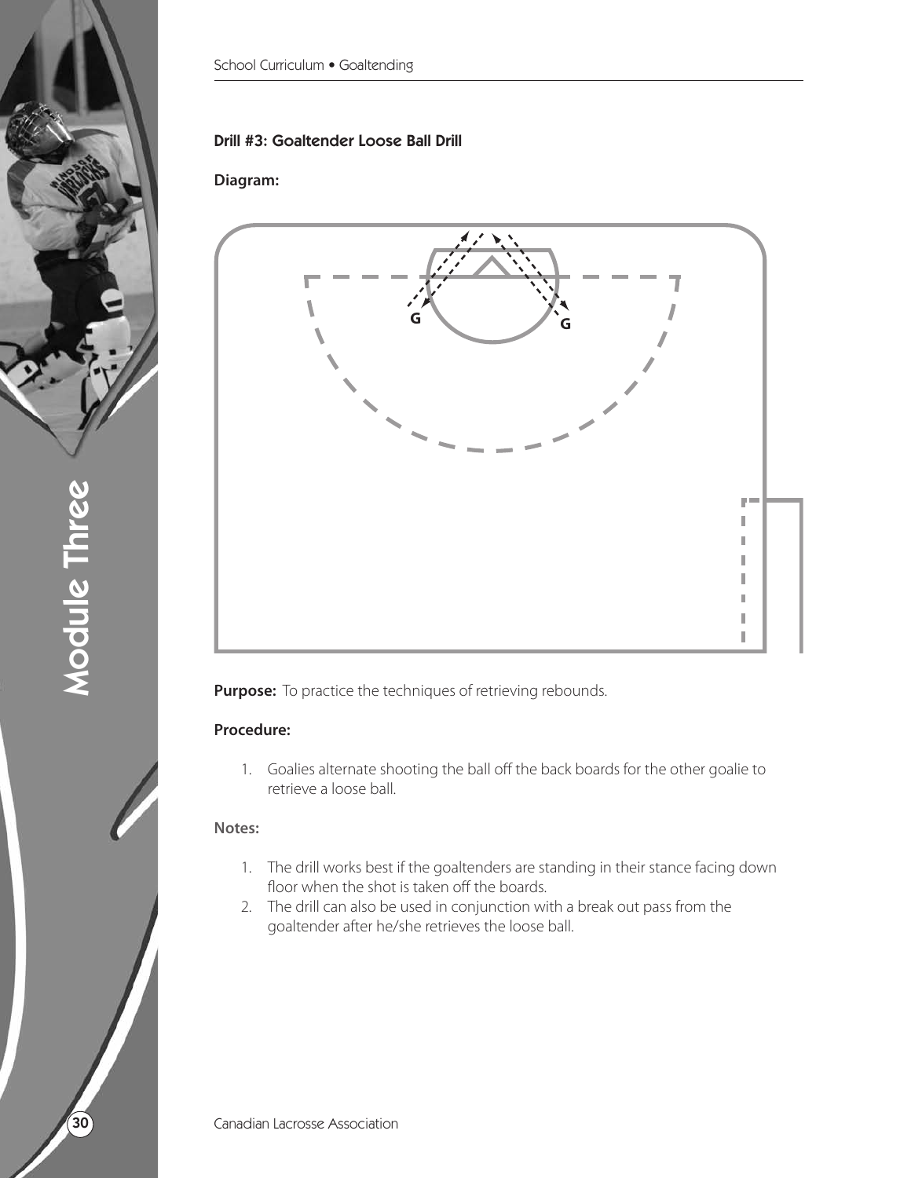### Drill #3: Goaltender Loose Ball Drill

**Diagram:**

**Purpose:** To practice the techniques of retrieving rebounds.

**Procedure:**

1. Goalies alternate shooting the ball off the back boards for the other goalie to retrieve a loose ball.

**Notes:**

1. The drill works best if the goaltenders are standing in their stance facing down floor when the shot is taken off the boards.
2. The drill can also be used in conjunction with a break out pass from the goaltender after he/she retrieves the loose ball.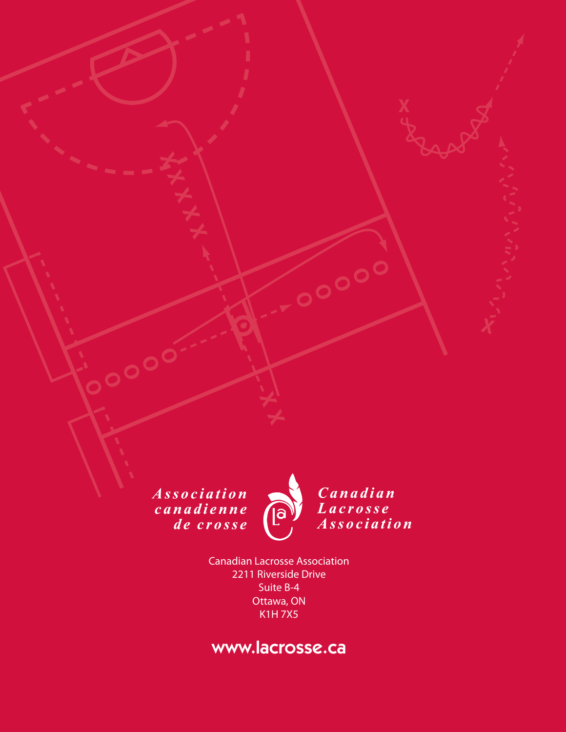Association canadienne de crosse

Canadian Lacrosse Association

Canadian Lacrosse Association
2211 Riverside Drive
Suite B-4
Ottawa, ON
K1H 7X5

**www.lacrosse.ca**